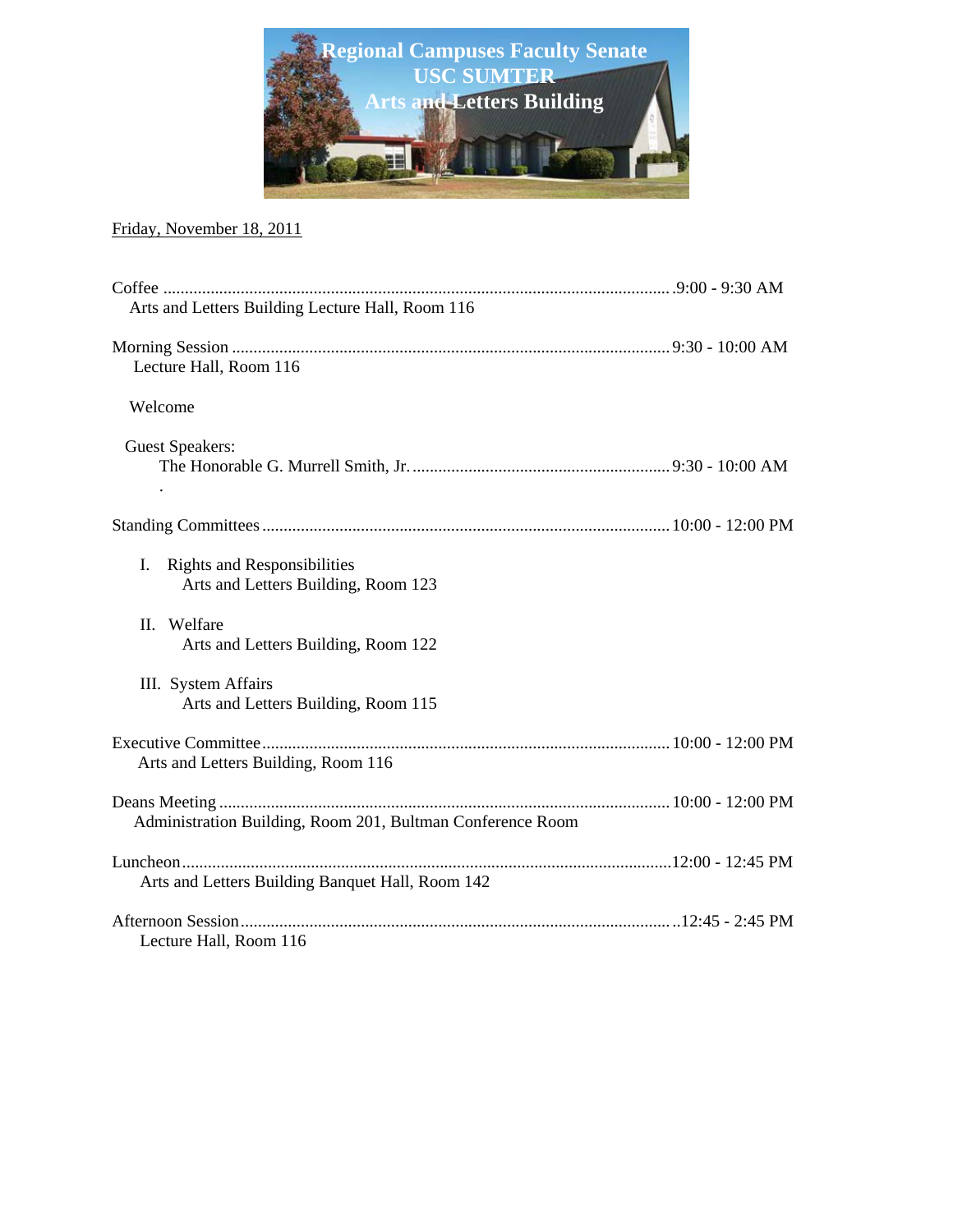# Regional Campuses Faculty Senate
# USC SUMTER
# Arts and Letters Building

Friday, November 18, 2011

Coffee .................................................................................................... 9:00 - 9:30 AM
Arts and Letters Building Lecture Hall, Room 116

Morning Session .................................................................................. 9:30 - 10:00 AM
Lecture Hall, Room 116

Welcome

Guest Speakers:
The Honorable G. Murrell Smith, Jr. .............................................. 9:30 - 10:00 AM
.

Standing Committees ......................................................................... 10:00 - 12:00 PM

I. Rights and Responsibilities
Arts and Letters Building, Room 123

II. Welfare
Arts and Letters Building, Room 122

III. System Affairs
Arts and Letters Building, Room 115

Executive Committee ......................................................................... 10:00 - 12:00 PM
Arts and Letters Building, Room 116

Deans Meeting .................................................................................... 10:00 - 12:00 PM
Administration Building, Room 201, Bultman Conference Room

Luncheon ............................................................................................ 12:00 - 12:45 PM
Arts and Letters Building Banquet Hall, Room 142

Afternoon Session .............................................................................. 12:45 - 2:45 PM
Lecture Hall, Room 116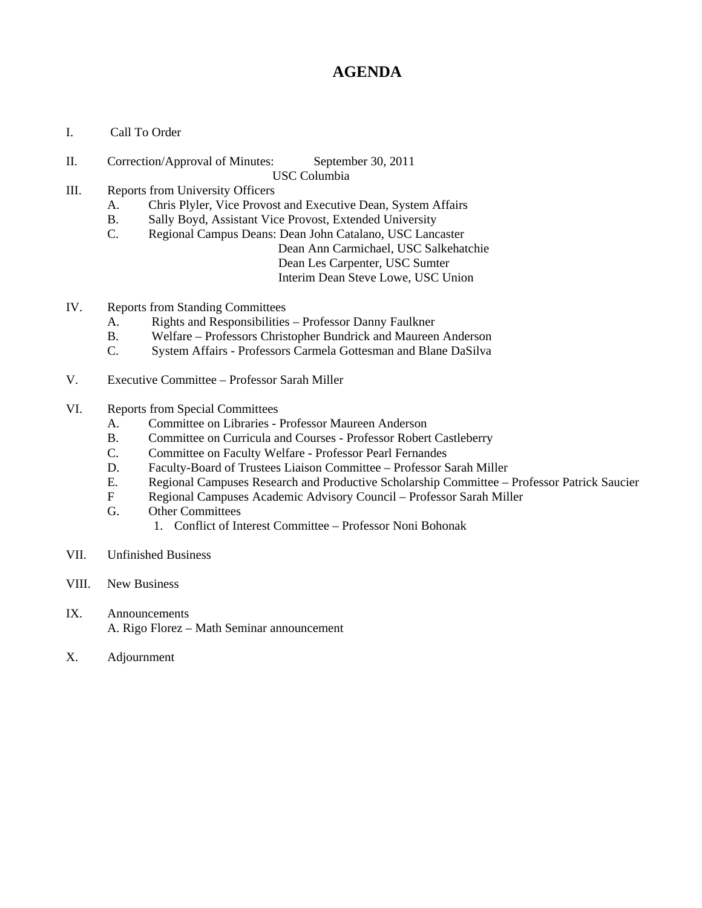# AGENDA

I. Call To Order

II. Correction/Approval of Minutes: September 30, 2011
USC Columbia

III. Reports from University Officers
   A. Chris Plyler, Vice Provost and Executive Dean, System Affairs
   B. Sally Boyd, Assistant Vice Provost, Extended University
   C. Regional Campus Deans: Dean John Catalano, USC Lancaster
      Dean Ann Carmichael, USC Salkehatchie
      Dean Les Carpenter, USC Sumter
      Interim Dean Steve Lowe, USC Union

IV. Reports from Standing Committees
   A. Rights and Responsibilities – Professor Danny Faulkner
   B. Welfare – Professors Christopher Bundrick and Maureen Anderson
   C. System Affairs - Professors Carmela Gottesman and Blane DaSilva

V. Executive Committee – Professor Sarah Miller

VI. Reports from Special Committees
   A. Committee on Libraries - Professor Maureen Anderson
   B. Committee on Curricula and Courses - Professor Robert Castleberry
   C. Committee on Faculty Welfare - Professor Pearl Fernandes
   D. Faculty-Board of Trustees Liaison Committee – Professor Sarah Miller
   E. Regional Campuses Research and Productive Scholarship Committee – Professor Patrick Saucier
   F Regional Campuses Academic Advisory Council – Professor Sarah Miller
   G. Other Committees
      1. Conflict of Interest Committee – Professor Noni Bohonak

VII. Unfinished Business

VIII. New Business

IX. Announcements
   A. Rigo Florez – Math Seminar announcement

X. Adjournment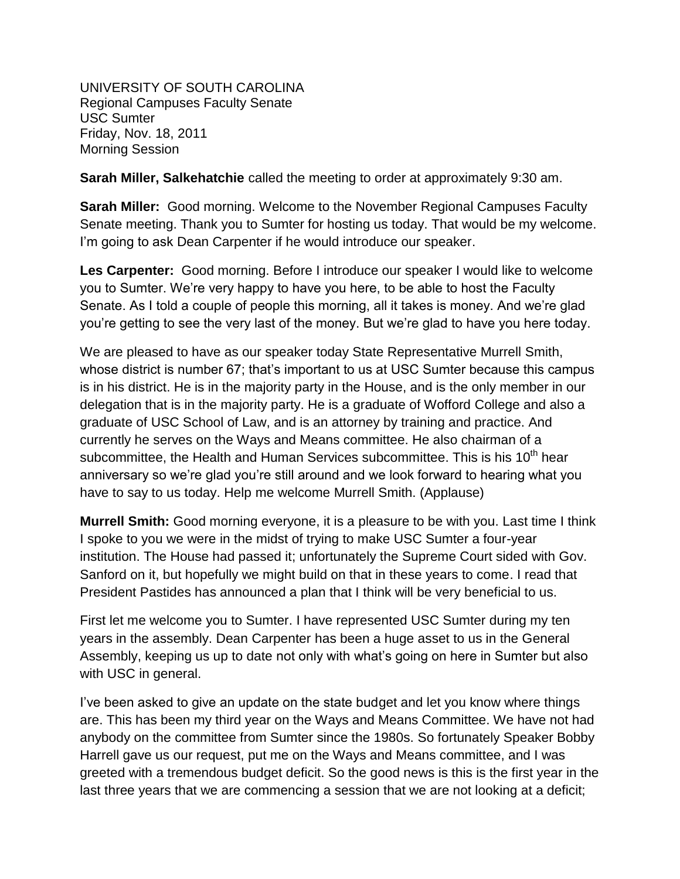UNIVERSITY OF SOUTH CAROLINA
Regional Campuses Faculty Senate
USC Sumter
Friday, Nov. 18, 2011
Morning Session

**Sarah Miller, Salkehatchie** called the meeting to order at approximately 9:30 am.

**Sarah Miller:** Good morning. Welcome to the November Regional Campuses Faculty Senate meeting. Thank you to Sumter for hosting us today. That would be my welcome. I'm going to ask Dean Carpenter if he would introduce our speaker.

**Les Carpenter:** Good morning. Before I introduce our speaker I would like to welcome you to Sumter. We're very happy to have you here, to be able to host the Faculty Senate. As I told a couple of people this morning, all it takes is money. And we're glad you're getting to see the very last of the money. But we're glad to have you here today.

We are pleased to have as our speaker today State Representative Murrell Smith, whose district is number 67; that's important to us at USC Sumter because this campus is in his district. He is in the majority party in the House, and is the only member in our delegation that is in the majority party. He is a graduate of Wofford College and also a graduate of USC School of Law, and is an attorney by training and practice. And currently he serves on the Ways and Means committee. He also chairman of a subcommittee, the Health and Human Services subcommittee. This is his 10th hear anniversary so we're glad you're still around and we look forward to hearing what you have to say to us today. Help me welcome Murrell Smith. (Applause)

**Murrell Smith:** Good morning everyone, it is a pleasure to be with you. Last time I think I spoke to you we were in the midst of trying to make USC Sumter a four-year institution. The House had passed it; unfortunately the Supreme Court sided with Gov. Sanford on it, but hopefully we might build on that in these years to come. I read that President Pastides has announced a plan that I think will be very beneficial to us.

First let me welcome you to Sumter. I have represented USC Sumter during my ten years in the assembly. Dean Carpenter has been a huge asset to us in the General Assembly, keeping us up to date not only with what's going on here in Sumter but also with USC in general.

I've been asked to give an update on the state budget and let you know where things are. This has been my third year on the Ways and Means Committee. We have not had anybody on the committee from Sumter since the 1980s. So fortunately Speaker Bobby Harrell gave us our request, put me on the Ways and Means committee, and I was greeted with a tremendous budget deficit. So the good news is this is the first year in the last three years that we are commencing a session that we are not looking at a deficit;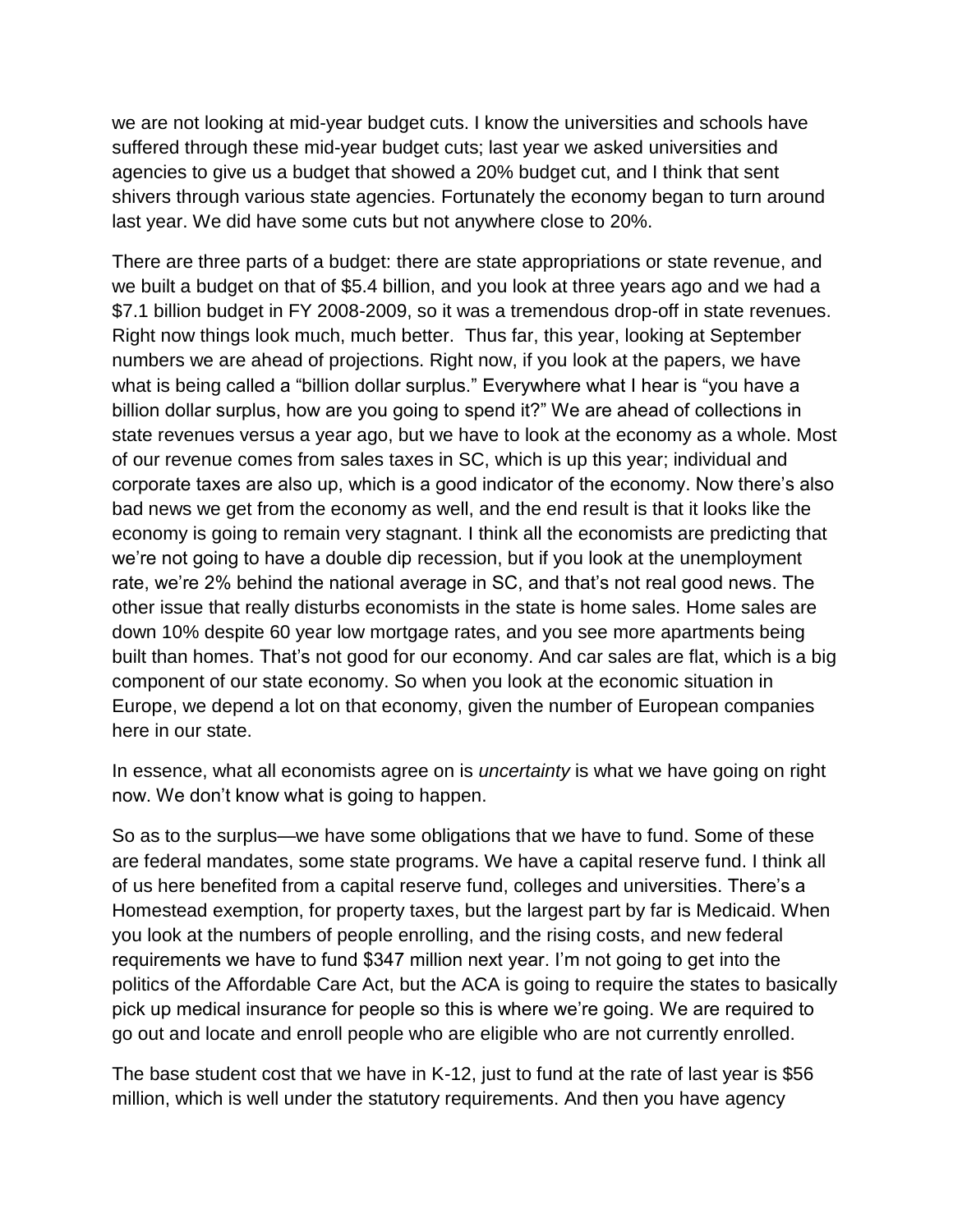we are not looking at mid-year budget cuts. I know the universities and schools have suffered through these mid-year budget cuts; last year we asked universities and agencies to give us a budget that showed a 20% budget cut, and I think that sent shivers through various state agencies. Fortunately the economy began to turn around last year. We did have some cuts but not anywhere close to 20%.

There are three parts of a budget: there are state appropriations or state revenue, and we built a budget on that of $5.4 billion, and you look at three years ago and we had a $7.1 billion budget in FY 2008-2009, so it was a tremendous drop-off in state revenues. Right now things look much, much better. Thus far, this year, looking at September numbers we are ahead of projections. Right now, if you look at the papers, we have what is being called a "billion dollar surplus." Everywhere what I hear is "you have a billion dollar surplus, how are you going to spend it?" We are ahead of collections in state revenues versus a year ago, but we have to look at the economy as a whole. Most of our revenue comes from sales taxes in SC, which is up this year; individual and corporate taxes are also up, which is a good indicator of the economy. Now there's also bad news we get from the economy as well, and the end result is that it looks like the economy is going to remain very stagnant. I think all the economists are predicting that we're not going to have a double dip recession, but if you look at the unemployment rate, we're 2% behind the national average in SC, and that's not real good news. The other issue that really disturbs economists in the state is home sales. Home sales are down 10% despite 60 year low mortgage rates, and you see more apartments being built than homes. That's not good for our economy. And car sales are flat, which is a big component of our state economy. So when you look at the economic situation in Europe, we depend a lot on that economy, given the number of European companies here in our state.

In essence, what all economists agree on is *uncertainty* is what we have going on right now. We don't know what is going to happen.

So as to the surplus—we have some obligations that we have to fund. Some of these are federal mandates, some state programs. We have a capital reserve fund. I think all of us here benefited from a capital reserve fund, colleges and universities. There's a Homestead exemption, for property taxes, but the largest part by far is Medicaid. When you look at the numbers of people enrolling, and the rising costs, and new federal requirements we have to fund $347 million next year. I'm not going to get into the politics of the Affordable Care Act, but the ACA is going to require the states to basically pick up medical insurance for people so this is where we're going. We are required to go out and locate and enroll people who are eligible who are not currently enrolled.

The base student cost that we have in K-12, just to fund at the rate of last year is $56 million, which is well under the statutory requirements. And then you have agency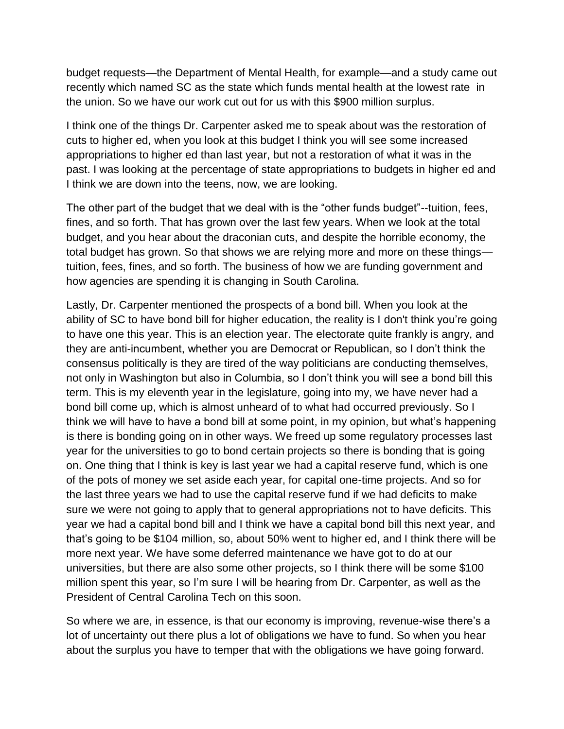budget requests—the Department of Mental Health, for example—and a study came out recently which named SC as the state which funds mental health at the lowest rate in the union. So we have our work cut out for us with this $900 million surplus.

I think one of the things Dr. Carpenter asked me to speak about was the restoration of cuts to higher ed, when you look at this budget I think you will see some increased appropriations to higher ed than last year, but not a restoration of what it was in the past. I was looking at the percentage of state appropriations to budgets in higher ed and I think we are down into the teens, now, we are looking.

The other part of the budget that we deal with is the "other funds budget"--tuition, fees, fines, and so forth. That has grown over the last few years. When we look at the total budget, and you hear about the draconian cuts, and despite the horrible economy, the total budget has grown. So that shows we are relying more and more on these things—tuition, fees, fines, and so forth. The business of how we are funding government and how agencies are spending it is changing in South Carolina.

Lastly, Dr. Carpenter mentioned the prospects of a bond bill. When you look at the ability of SC to have bond bill for higher education, the reality is I don't think you're going to have one this year. This is an election year. The electorate quite frankly is angry, and they are anti-incumbent, whether you are Democrat or Republican, so I don't think the consensus politically is they are tired of the way politicians are conducting themselves, not only in Washington but also in Columbia, so I don't think you will see a bond bill this term. This is my eleventh year in the legislature, going into my, we have never had a bond bill come up, which is almost unheard of to what had occurred previously. So I think we will have to have a bond bill at some point, in my opinion, but what's happening is there is bonding going on in other ways. We freed up some regulatory processes last year for the universities to go to bond certain projects so there is bonding that is going on. One thing that I think is key is last year we had a capital reserve fund, which is one of the pots of money we set aside each year, for capital one-time projects. And so for the last three years we had to use the capital reserve fund if we had deficits to make sure we were not going to apply that to general appropriations not to have deficits. This year we had a capital bond bill and I think we have a capital bond bill this next year, and that's going to be $104 million, so, about 50% went to higher ed, and I think there will be more next year. We have some deferred maintenance we have got to do at our universities, but there are also some other projects, so I think there will be some $100 million spent this year, so I'm sure I will be hearing from Dr. Carpenter, as well as the President of Central Carolina Tech on this soon.

So where we are, in essence, is that our economy is improving, revenue-wise there's a lot of uncertainty out there plus a lot of obligations we have to fund. So when you hear about the surplus you have to temper that with the obligations we have going forward.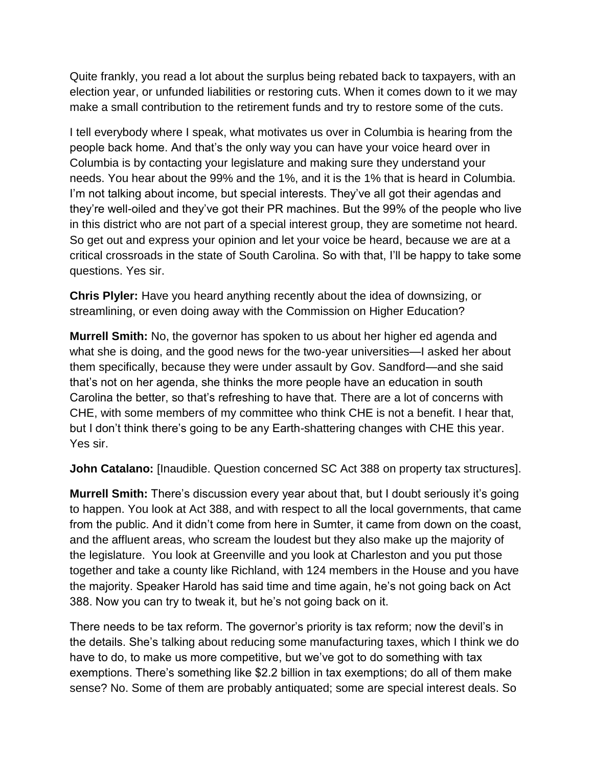Quite frankly, you read a lot about the surplus being rebated back to taxpayers, with an election year, or unfunded liabilities or restoring cuts. When it comes down to it we may make a small contribution to the retirement funds and try to restore some of the cuts.

I tell everybody where I speak, what motivates us over in Columbia is hearing from the people back home. And that's the only way you can have your voice heard over in Columbia is by contacting your legislature and making sure they understand your needs. You hear about the 99% and the 1%, and it is the 1% that is heard in Columbia. I'm not talking about income, but special interests. They've all got their agendas and they're well-oiled and they've got their PR machines. But the 99% of the people who live in this district who are not part of a special interest group, they are sometime not heard. So get out and express your opinion and let your voice be heard, because we are at a critical crossroads in the state of South Carolina. So with that, I'll be happy to take some questions. Yes sir.

**Chris Plyler:** Have you heard anything recently about the idea of downsizing, or streamlining, or even doing away with the Commission on Higher Education?

**Murrell Smith:** No, the governor has spoken to us about her higher ed agenda and what she is doing, and the good news for the two-year universities—I asked her about them specifically, because they were under assault by Gov. Sandford—and she said that's not on her agenda, she thinks the more people have an education in south Carolina the better, so that's refreshing to have that. There are a lot of concerns with CHE, with some members of my committee who think CHE is not a benefit. I hear that, but I don't think there's going to be any Earth-shattering changes with CHE this year. Yes sir.

**John Catalano:** [Inaudible. Question concerned SC Act 388 on property tax structures].

**Murrell Smith:** There's discussion every year about that, but I doubt seriously it's going to happen. You look at Act 388, and with respect to all the local governments, that came from the public. And it didn't come from here in Sumter, it came from down on the coast, and the affluent areas, who scream the loudest but they also make up the majority of the legislature. You look at Greenville and you look at Charleston and you put those together and take a county like Richland, with 124 members in the House and you have the majority. Speaker Harold has said time and time again, he's not going back on Act 388. Now you can try to tweak it, but he's not going back on it.

There needs to be tax reform. The governor's priority is tax reform; now the devil's in the details. She's talking about reducing some manufacturing taxes, which I think we do have to do, to make us more competitive, but we've got to do something with tax exemptions. There's something like $2.2 billion in tax exemptions; do all of them make sense? No. Some of them are probably antiquated; some are special interest deals. So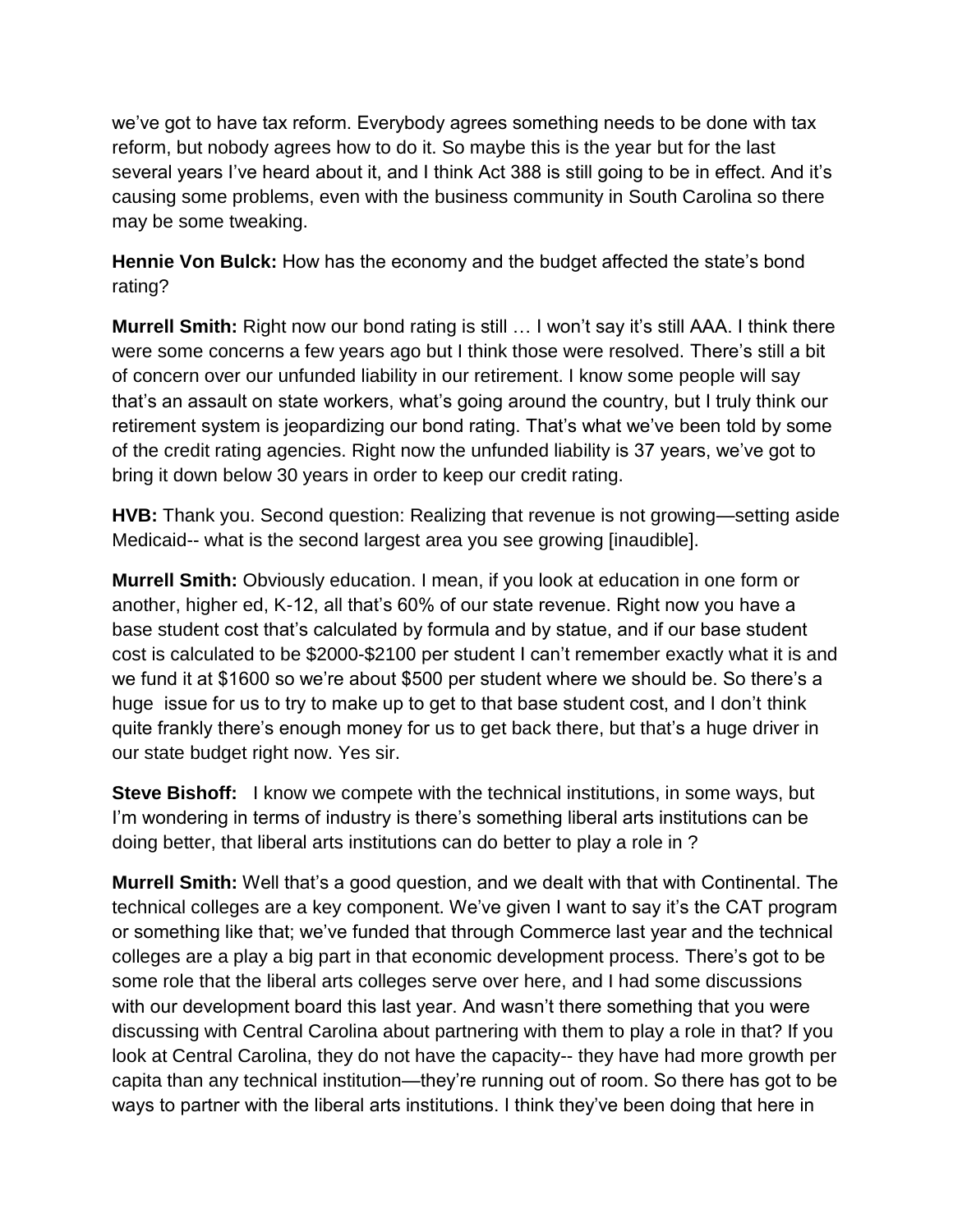we've got to have tax reform. Everybody agrees something needs to be done with tax reform, but nobody agrees how to do it. So maybe this is the year but for the last several years I've heard about it, and I think Act 388 is still going to be in effect. And it's causing some problems, even with the business community in South Carolina so there may be some tweaking.

**Hennie Von Bulck:** How has the economy and the budget affected the state's bond rating?

**Murrell Smith:** Right now our bond rating is still … I won't say it's still AAA. I think there were some concerns a few years ago but I think those were resolved. There's still a bit of concern over our unfunded liability in our retirement. I know some people will say that's an assault on state workers, what's going around the country, but I truly think our retirement system is jeopardizing our bond rating. That's what we've been told by some of the credit rating agencies. Right now the unfunded liability is 37 years, we've got to bring it down below 30 years in order to keep our credit rating.

**HVB:** Thank you. Second question: Realizing that revenue is not growing—setting aside Medicaid-- what is the second largest area you see growing [inaudible].

**Murrell Smith:** Obviously education. I mean, if you look at education in one form or another, higher ed, K-12, all that's 60% of our state revenue. Right now you have a base student cost that's calculated by formula and by statue, and if our base student cost is calculated to be $2000-$2100 per student I can't remember exactly what it is and we fund it at $1600 so we're about $500 per student where we should be. So there's a huge issue for us to try to make up to get to that base student cost, and I don't think quite frankly there's enough money for us to get back there, but that's a huge driver in our state budget right now. Yes sir.

**Steve Bishoff:** I know we compete with the technical institutions, in some ways, but I'm wondering in terms of industry is there's something liberal arts institutions can be doing better, that liberal arts institutions can do better to play a role in ?

**Murrell Smith:** Well that's a good question, and we dealt with that with Continental. The technical colleges are a key component. We've given I want to say it's the CAT program or something like that; we've funded that through Commerce last year and the technical colleges are a play a big part in that economic development process. There's got to be some role that the liberal arts colleges serve over here, and I had some discussions with our development board this last year. And wasn't there something that you were discussing with Central Carolina about partnering with them to play a role in that? If you look at Central Carolina, they do not have the capacity-- they have had more growth per capita than any technical institution—they're running out of room. So there has got to be ways to partner with the liberal arts institutions. I think they've been doing that here in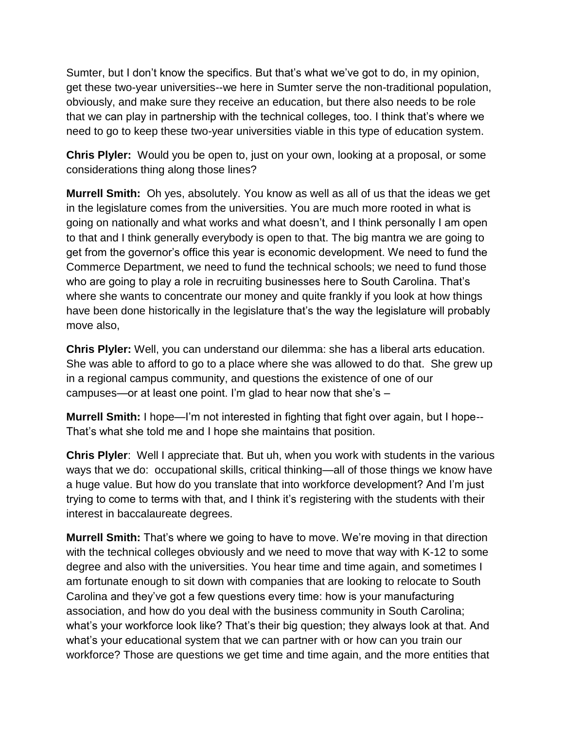Sumter, but I don't know the specifics. But that's what we've got to do, in my opinion, get these two-year universities--we here in Sumter serve the non-traditional population, obviously, and make sure they receive an education, but there also needs to be role that we can play in partnership with the technical colleges, too. I think that's where we need to go to keep these two-year universities viable in this type of education system.

**Chris Plyler:** Would you be open to, just on your own, looking at a proposal, or some considerations thing along those lines?

**Murrell Smith:** Oh yes, absolutely. You know as well as all of us that the ideas we get in the legislature comes from the universities. You are much more rooted in what is going on nationally and what works and what doesn't, and I think personally I am open to that and I think generally everybody is open to that. The big mantra we are going to get from the governor's office this year is economic development. We need to fund the Commerce Department, we need to fund the technical schools; we need to fund those who are going to play a role in recruiting businesses here to South Carolina. That's where she wants to concentrate our money and quite frankly if you look at how things have been done historically in the legislature that's the way the legislature will probably move also,

**Chris Plyler:** Well, you can understand our dilemma: she has a liberal arts education. She was able to afford to go to a place where she was allowed to do that. She grew up in a regional campus community, and questions the existence of one of our campuses—or at least one point. I'm glad to hear now that she's –

**Murrell Smith:** I hope—I'm not interested in fighting that fight over again, but I hope-- That's what she told me and I hope she maintains that position.

**Chris Plyler**: Well I appreciate that. But uh, when you work with students in the various ways that we do: occupational skills, critical thinking—all of those things we know have a huge value. But how do you translate that into workforce development? And I'm just trying to come to terms with that, and I think it's registering with the students with their interest in baccalaureate degrees.

**Murrell Smith:** That's where we going to have to move. We're moving in that direction with the technical colleges obviously and we need to move that way with K-12 to some degree and also with the universities. You hear time and time again, and sometimes I am fortunate enough to sit down with companies that are looking to relocate to South Carolina and they've got a few questions every time: how is your manufacturing association, and how do you deal with the business community in South Carolina; what's your workforce look like? That's their big question; they always look at that. And what's your educational system that we can partner with or how can you train our workforce? Those are questions we get time and time again, and the more entities that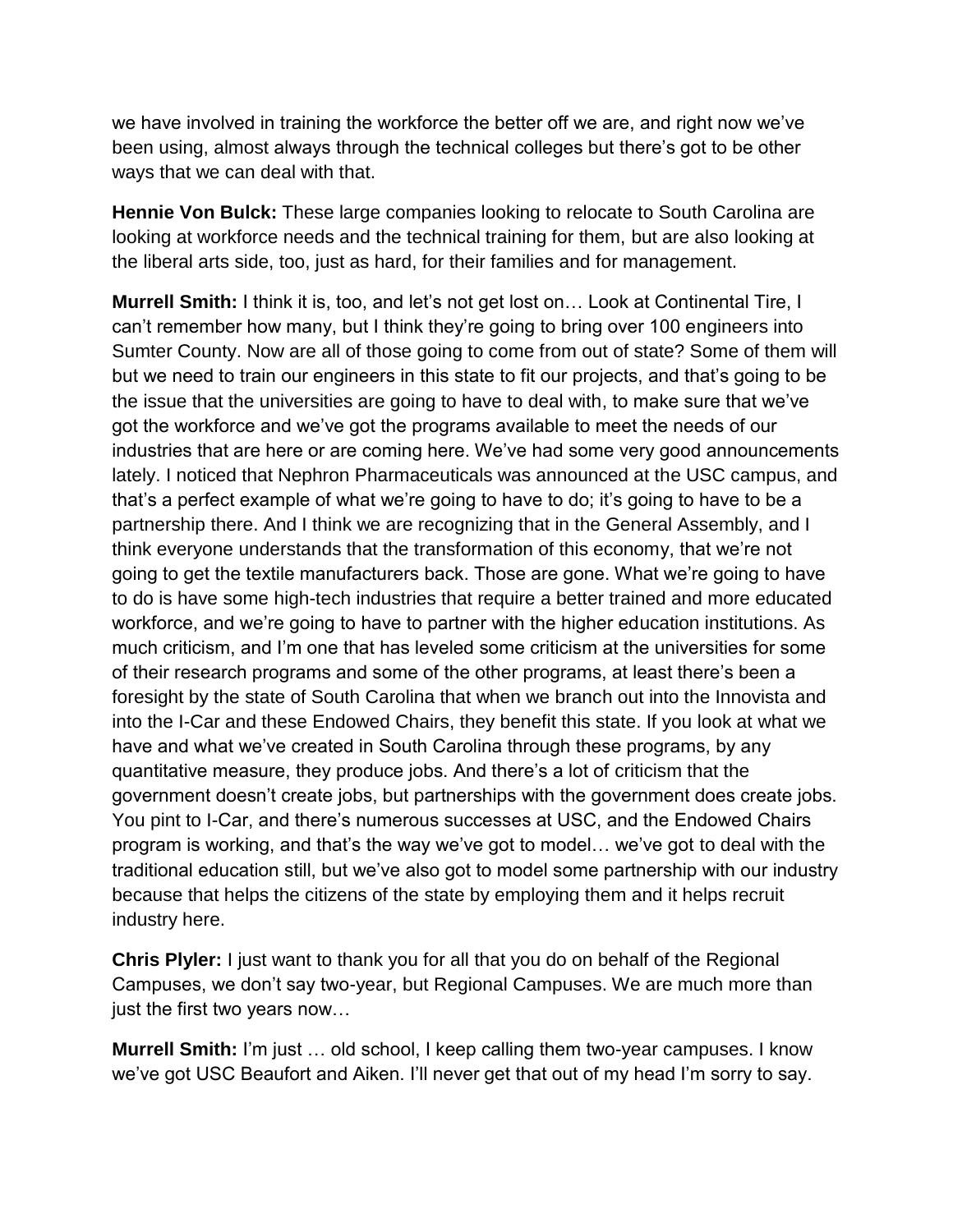we have involved in training the workforce the better off we are, and right now we've been using, almost always through the technical colleges but there's got to be other ways that we can deal with that.

**Hennie Von Bulck:** These large companies looking to relocate to South Carolina are looking at workforce needs and the technical training for them, but are also looking at the liberal arts side, too, just as hard, for their families and for management.

**Murrell Smith:** I think it is, too, and let's not get lost on… Look at Continental Tire, I can't remember how many, but I think they're going to bring over 100 engineers into Sumter County. Now are all of those going to come from out of state? Some of them will but we need to train our engineers in this state to fit our projects, and that's going to be the issue that the universities are going to have to deal with, to make sure that we've got the workforce and we've got the programs available to meet the needs of our industries that are here or are coming here. We've had some very good announcements lately. I noticed that Nephron Pharmaceuticals was announced at the USC campus, and that's a perfect example of what we're going to have to do; it's going to have to be a partnership there. And I think we are recognizing that in the General Assembly, and I think everyone understands that the transformation of this economy, that we're not going to get the textile manufacturers back. Those are gone. What we're going to have to do is have some high-tech industries that require a better trained and more educated workforce, and we're going to have to partner with the higher education institutions. As much criticism, and I'm one that has leveled some criticism at the universities for some of their research programs and some of the other programs, at least there's been a foresight by the state of South Carolina that when we branch out into the Innovista and into the I-Car and these Endowed Chairs, they benefit this state. If you look at what we have and what we've created in South Carolina through these programs, by any quantitative measure, they produce jobs. And there's a lot of criticism that the government doesn't create jobs, but partnerships with the government does create jobs. You pint to I-Car, and there's numerous successes at USC, and the Endowed Chairs program is working, and that's the way we've got to model… we've got to deal with the traditional education still, but we've also got to model some partnership with our industry because that helps the citizens of the state by employing them and it helps recruit industry here.

**Chris Plyler:** I just want to thank you for all that you do on behalf of the Regional Campuses, we don't say two-year, but Regional Campuses. We are much more than just the first two years now…

**Murrell Smith:** I'm just … old school, I keep calling them two-year campuses. I know we've got USC Beaufort and Aiken. I'll never get that out of my head I'm sorry to say.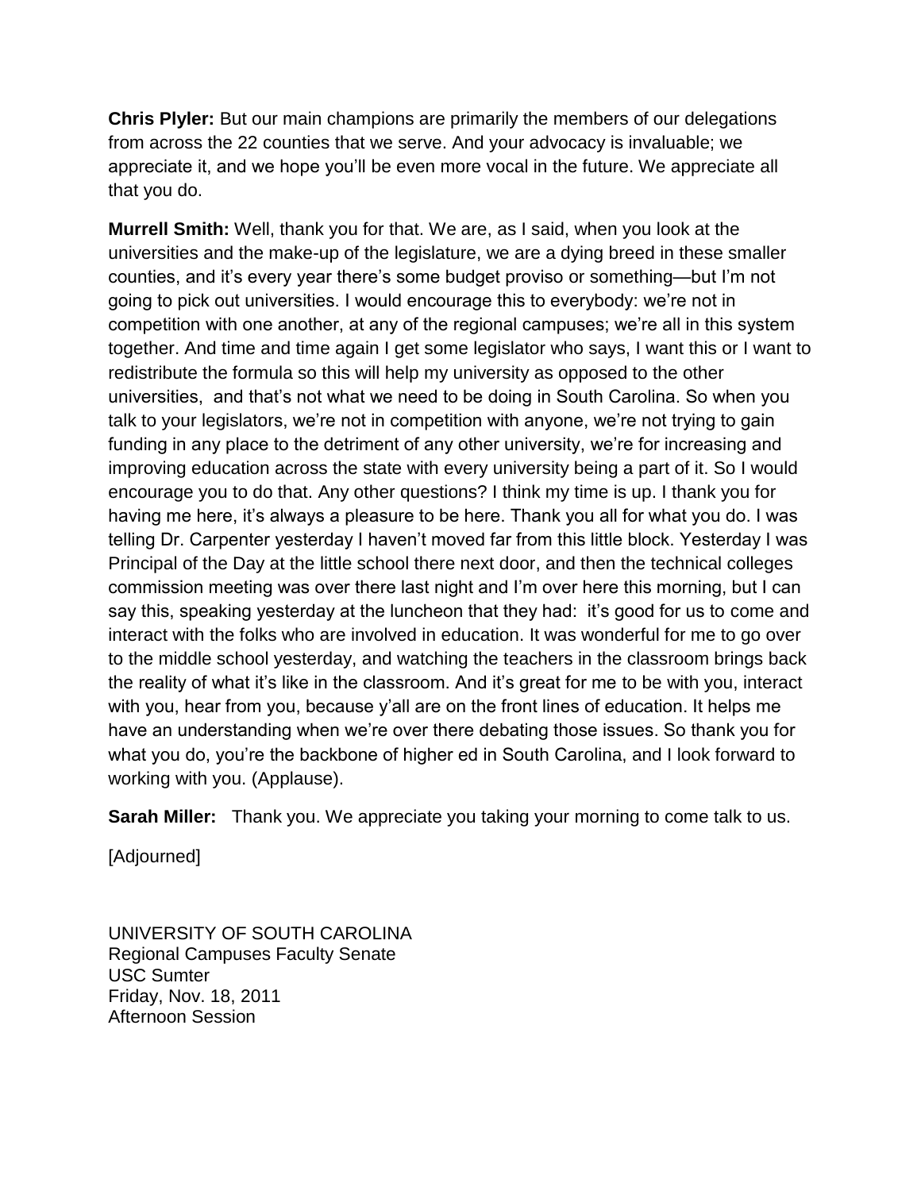**Chris Plyler:** But our main champions are primarily the members of our delegations from across the 22 counties that we serve. And your advocacy is invaluable; we appreciate it, and we hope you'll be even more vocal in the future. We appreciate all that you do.

**Murrell Smith:** Well, thank you for that. We are, as I said, when you look at the universities and the make-up of the legislature, we are a dying breed in these smaller counties, and it's every year there's some budget proviso or something—but I'm not going to pick out universities. I would encourage this to everybody: we're not in competition with one another, at any of the regional campuses; we're all in this system together. And time and time again I get some legislator who says, I want this or I want to redistribute the formula so this will help my university as opposed to the other universities,  and that's not what we need to be doing in South Carolina. So when you talk to your legislators, we're not in competition with anyone, we're not trying to gain funding in any place to the detriment of any other university, we're for increasing and improving education across the state with every university being a part of it. So I would encourage you to do that. Any other questions? I think my time is up. I thank you for having me here, it's always a pleasure to be here. Thank you all for what you do. I was telling Dr. Carpenter yesterday I haven't moved far from this little block. Yesterday I was Principal of the Day at the little school there next door, and then the technical colleges commission meeting was over there last night and I'm over here this morning, but I can say this, speaking yesterday at the luncheon that they had:  it's good for us to come and interact with the folks who are involved in education. It was wonderful for me to go over to the middle school yesterday, and watching the teachers in the classroom brings back the reality of what it's like in the classroom. And it's great for me to be with you, interact with you, hear from you, because y'all are on the front lines of education. It helps me have an understanding when we're over there debating those issues. So thank you for what you do, you're the backbone of higher ed in South Carolina, and I look forward to working with you. (Applause).

**Sarah Miller:** Thank you. We appreciate you taking your morning to come talk to us.

[Adjourned]

UNIVERSITY OF SOUTH CAROLINA
Regional Campuses Faculty Senate
USC Sumter
Friday, Nov. 18, 2011
Afternoon Session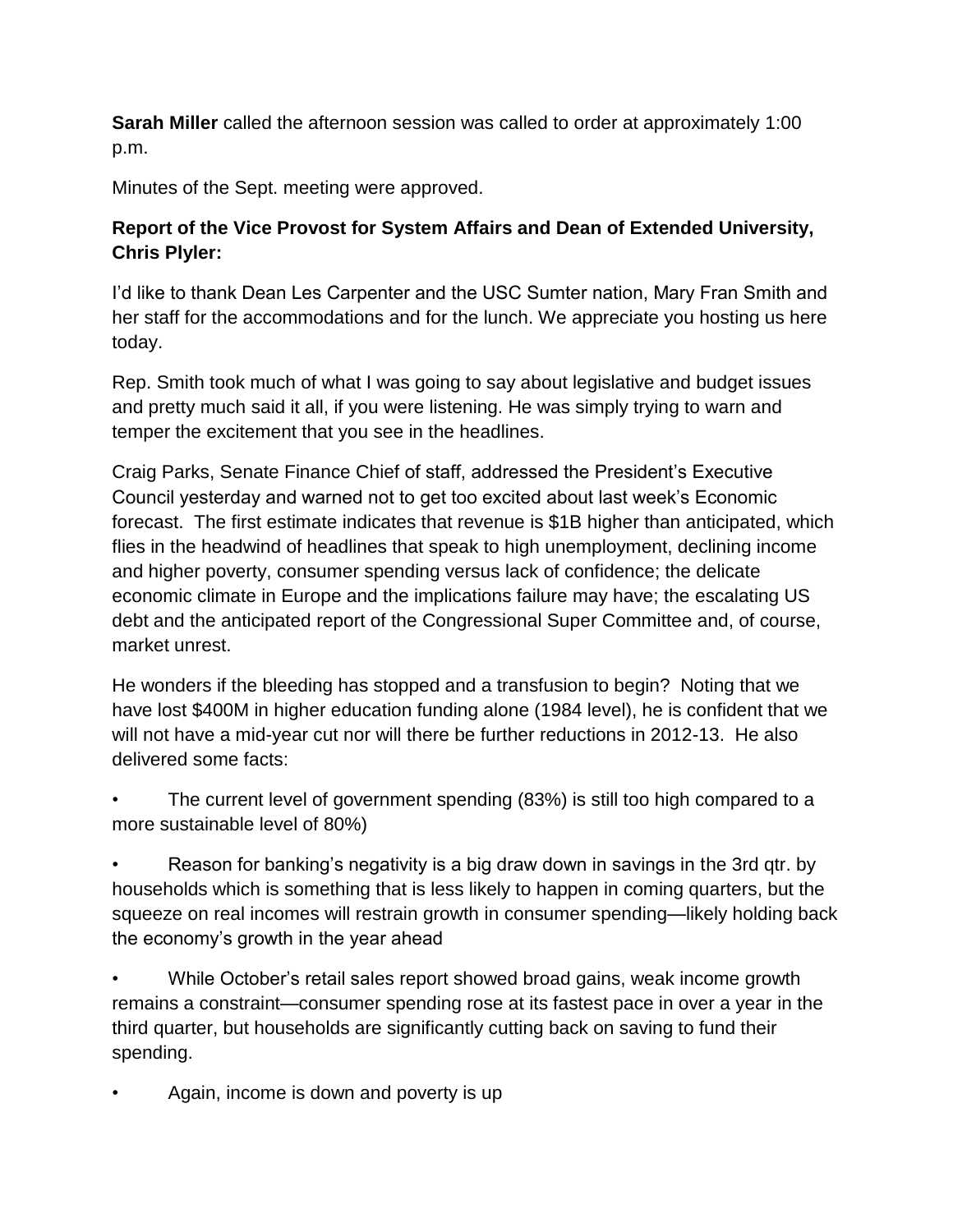**Sarah Miller** called the afternoon session was called to order at approximately 1:00 p.m.

Minutes of the Sept. meeting were approved.

**Report of the Vice Provost for System Affairs and Dean of Extended University, Chris Plyler:**

I'd like to thank Dean Les Carpenter and the USC Sumter nation, Mary Fran Smith and her staff for the accommodations and for the lunch. We appreciate you hosting us here today.

Rep. Smith took much of what I was going to say about legislative and budget issues and pretty much said it all, if you were listening. He was simply trying to warn and temper the excitement that you see in the headlines.

Craig Parks, Senate Finance Chief of staff, addressed the President's Executive Council yesterday and warned not to get too excited about last week's Economic forecast. The first estimate indicates that revenue is $1B higher than anticipated, which flies in the headwind of headlines that speak to high unemployment, declining income and higher poverty, consumer spending versus lack of confidence; the delicate economic climate in Europe and the implications failure may have; the escalating US debt and the anticipated report of the Congressional Super Committee and, of course, market unrest.

He wonders if the bleeding has stopped and a transfusion to begin? Noting that we have lost $400M in higher education funding alone (1984 level), he is confident that we will not have a mid-year cut nor will there be further reductions in 2012-13. He also delivered some facts:

- The current level of government spending (83%) is still too high compared to a more sustainable level of 80%)
- Reason for banking's negativity is a big draw down in savings in the 3rd qtr. by households which is something that is less likely to happen in coming quarters, but the squeeze on real incomes will restrain growth in consumer spending—likely holding back the economy's growth in the year ahead
- While October's retail sales report showed broad gains, weak income growth remains a constraint—consumer spending rose at its fastest pace in over a year in the third quarter, but households are significantly cutting back on saving to fund their spending.
- Again, income is down and poverty is up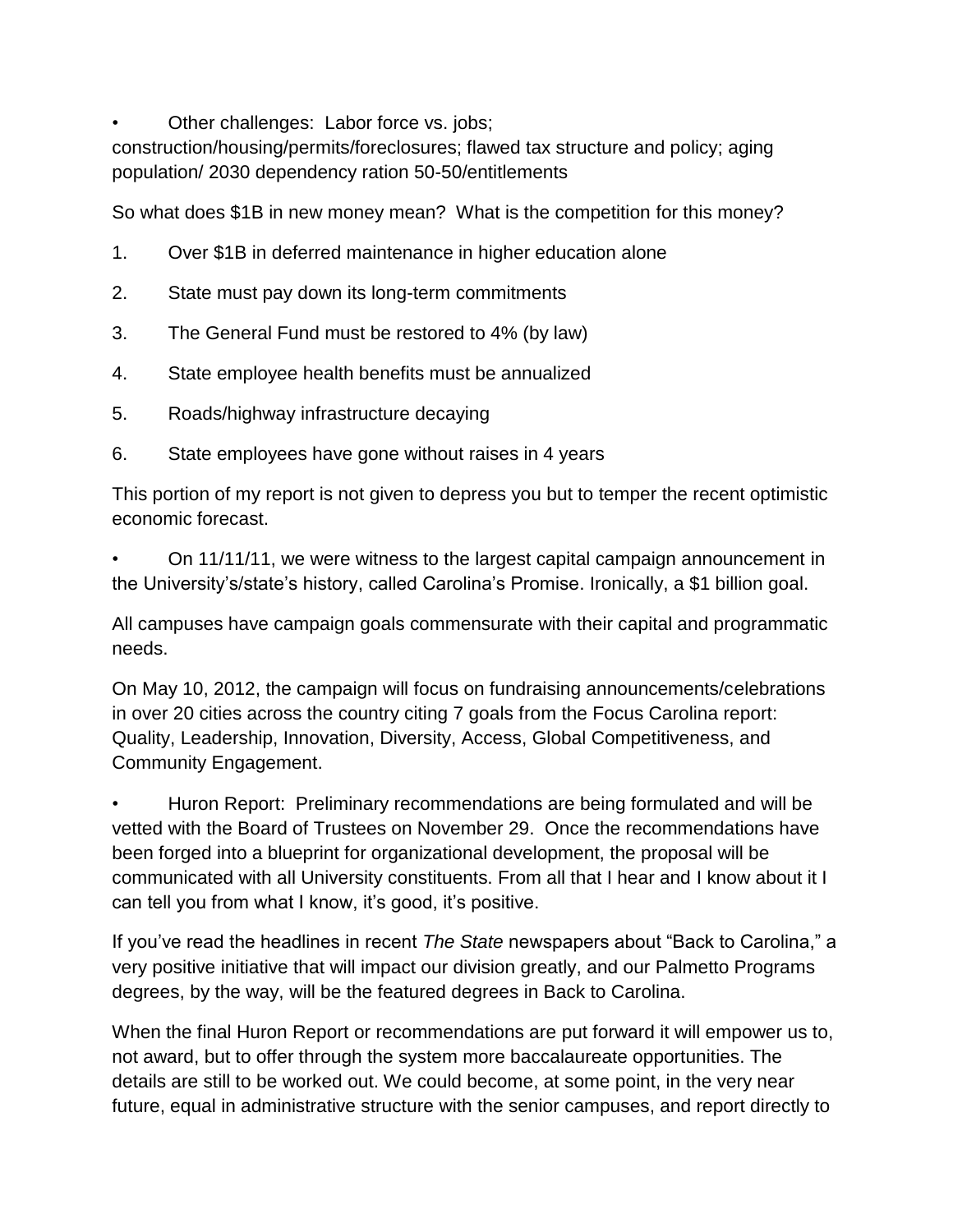- Other challenges: Labor force vs. jobs; construction/housing/permits/foreclosures; flawed tax structure and policy; aging population/ 2030 dependency ration 50-50/entitlements

So what does $1B in new money mean? What is the competition for this money?

1. Over $1B in deferred maintenance in higher education alone
2. State must pay down its long-term commitments
3. The General Fund must be restored to 4% (by law)
4. State employee health benefits must be annualized
5. Roads/highway infrastructure decaying
6. State employees have gone without raises in 4 years

This portion of my report is not given to depress you but to temper the recent optimistic economic forecast.

- On 11/11/11, we were witness to the largest capital campaign announcement in the University's/state's history, called Carolina's Promise. Ironically, a $1 billion goal.

All campuses have campaign goals commensurate with their capital and programmatic needs.

On May 10, 2012, the campaign will focus on fundraising announcements/celebrations in over 20 cities across the country citing 7 goals from the Focus Carolina report: Quality, Leadership, Innovation, Diversity, Access, Global Competitiveness, and Community Engagement.

- Huron Report: Preliminary recommendations are being formulated and will be vetted with the Board of Trustees on November 29. Once the recommendations have been forged into a blueprint for organizational development, the proposal will be communicated with all University constituents. From all that I hear and I know about it I can tell you from what I know, it's good, it's positive.

If you've read the headlines in recent *The State* newspapers about "Back to Carolina," a very positive initiative that will impact our division greatly, and our Palmetto Programs degrees, by the way, will be the featured degrees in Back to Carolina.

When the final Huron Report or recommendations are put forward it will empower us to, not award, but to offer through the system more baccalaureate opportunities. The details are still to be worked out. We could become, at some point, in the very near future, equal in administrative structure with the senior campuses, and report directly to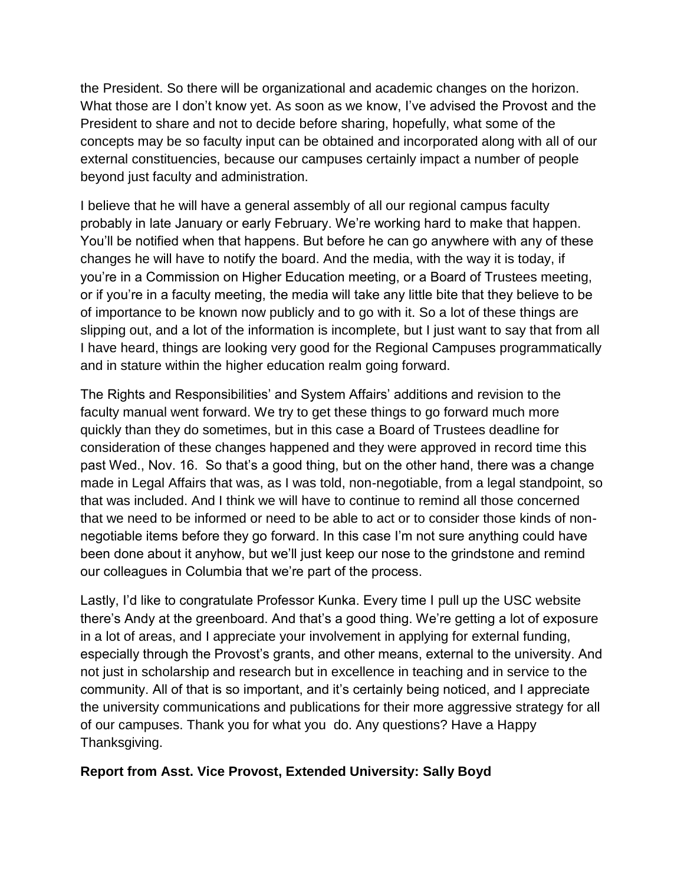the President. So there will be organizational and academic changes on the horizon. What those are I don't know yet. As soon as we know, I've advised the Provost and the President to share and not to decide before sharing, hopefully, what some of the concepts may be so faculty input can be obtained and incorporated along with all of our external constituencies, because our campuses certainly impact a number of people beyond just faculty and administration.

I believe that he will have a general assembly of all our regional campus faculty probably in late January or early February. We're working hard to make that happen. You'll be notified when that happens. But before he can go anywhere with any of these changes he will have to notify the board. And the media, with the way it is today, if you're in a Commission on Higher Education meeting, or a Board of Trustees meeting, or if you're in a faculty meeting, the media will take any little bite that they believe to be of importance to be known now publicly and to go with it. So a lot of these things are slipping out, and a lot of the information is incomplete, but I just want to say that from all I have heard, things are looking very good for the Regional Campuses programmatically and in stature within the higher education realm going forward.

The Rights and Responsibilities' and System Affairs' additions and revision to the faculty manual went forward. We try to get these things to go forward much more quickly than they do sometimes, but in this case a Board of Trustees deadline for consideration of these changes happened and they were approved in record time this past Wed., Nov. 16. So that's a good thing, but on the other hand, there was a change made in Legal Affairs that was, as I was told, non-negotiable, from a legal standpoint, so that was included. And I think we will have to continue to remind all those concerned that we need to be informed or need to be able to act or to consider those kinds of non-negotiable items before they go forward. In this case I'm not sure anything could have been done about it anyhow, but we'll just keep our nose to the grindstone and remind our colleagues in Columbia that we're part of the process.

Lastly, I'd like to congratulate Professor Kunka. Every time I pull up the USC website there's Andy at the greenboard. And that's a good thing. We're getting a lot of exposure in a lot of areas, and I appreciate your involvement in applying for external funding, especially through the Provost's grants, and other means, external to the university. And not just in scholarship and research but in excellence in teaching and in service to the community. All of that is so important, and it's certainly being noticed, and I appreciate the university communications and publications for their more aggressive strategy for all of our campuses. Thank you for what you do. Any questions? Have a Happy Thanksgiving.

**Report from Asst. Vice Provost, Extended University: Sally Boyd**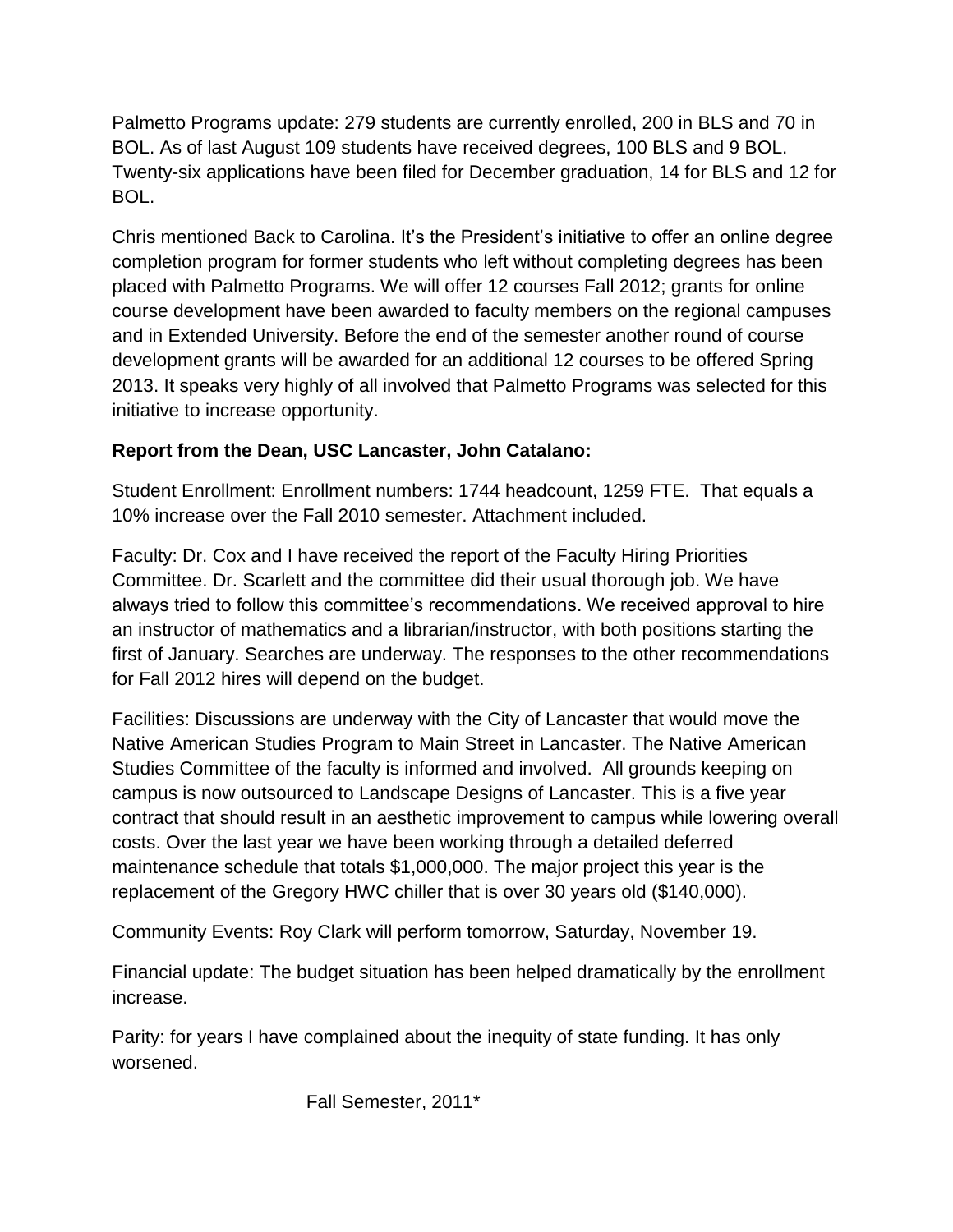Palmetto Programs update: 279 students are currently enrolled, 200 in BLS and 70 in BOL. As of last August 109 students have received degrees, 100 BLS and 9 BOL. Twenty-six applications have been filed for December graduation, 14 for BLS and 12 for BOL.

Chris mentioned Back to Carolina. It's the President's initiative to offer an online degree completion program for former students who left without completing degrees has been placed with Palmetto Programs. We will offer 12 courses Fall 2012; grants for online course development have been awarded to faculty members on the regional campuses and in Extended University. Before the end of the semester another round of course development grants will be awarded for an additional 12 courses to be offered Spring 2013. It speaks very highly of all involved that Palmetto Programs was selected for this initiative to increase opportunity.

**Report from the Dean, USC Lancaster, John Catalano:**

Student Enrollment: Enrollment numbers: 1744 headcount, 1259 FTE. That equals a 10% increase over the Fall 2010 semester. Attachment included.

Faculty: Dr. Cox and I have received the report of the Faculty Hiring Priorities Committee. Dr. Scarlett and the committee did their usual thorough job. We have always tried to follow this committee's recommendations. We received approval to hire an instructor of mathematics and a librarian/instructor, with both positions starting the first of January. Searches are underway. The responses to the other recommendations for Fall 2012 hires will depend on the budget.

Facilities: Discussions are underway with the City of Lancaster that would move the Native American Studies Program to Main Street in Lancaster. The Native American Studies Committee of the faculty is informed and involved. All grounds keeping on campus is now outsourced to Landscape Designs of Lancaster. This is a five year contract that should result in an aesthetic improvement to campus while lowering overall costs. Over the last year we have been working through a detailed deferred maintenance schedule that totals $1,000,000. The major project this year is the replacement of the Gregory HWC chiller that is over 30 years old ($140,000).

Community Events: Roy Clark will perform tomorrow, Saturday, November 19.

Financial update: The budget situation has been helped dramatically by the enrollment increase.

Parity: for years I have complained about the inequity of state funding. It has only worsened.

Fall Semester, 2011*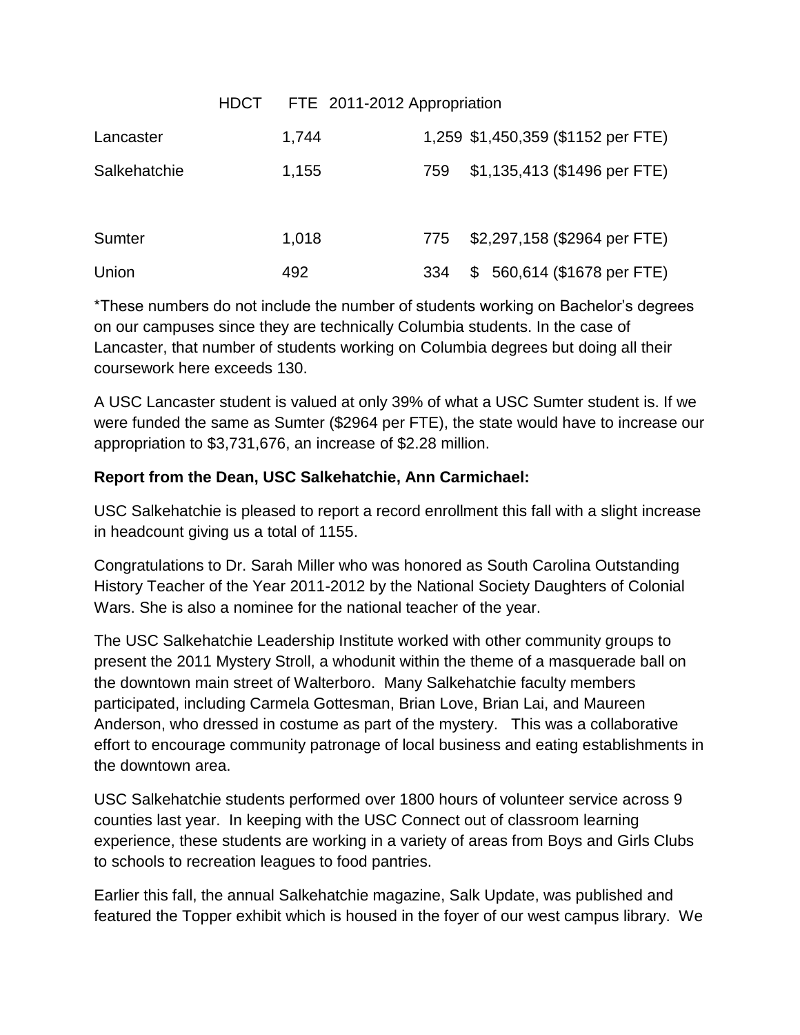| | HDCT | FTE | 2011-2012 Appropriation |
|---|---|---|---|
| Lancaster | 1,744 | 1,259 | $1,450,359 ($1152 per FTE) |
| Salkehatchie | 1,155 | 759 | $1,135,413 ($1496 per FTE) |
| Sumter | 1,018 | 775 | $2,297,158 ($2964 per FTE) |
| Union | 492 | 334 | $ 560,614 ($1678 per FTE) |

*These numbers do not include the number of students working on Bachelor's degrees on our campuses since they are technically Columbia students. In the case of Lancaster, that number of students working on Columbia degrees but doing all their coursework here exceeds 130.

A USC Lancaster student is valued at only 39% of what a USC Sumter student is. If we were funded the same as Sumter ($2964 per FTE), the state would have to increase our appropriation to $3,731,676, an increase of $2.28 million.

**Report from the Dean, USC Salkehatchie, Ann Carmichael:**

USC Salkehatchie is pleased to report a record enrollment this fall with a slight increase in headcount giving us a total of 1155.

Congratulations to Dr. Sarah Miller who was honored as South Carolina Outstanding History Teacher of the Year 2011-2012 by the National Society Daughters of Colonial Wars. She is also a nominee for the national teacher of the year.

The USC Salkehatchie Leadership Institute worked with other community groups to present the 2011 Mystery Stroll, a whodunit within the theme of a masquerade ball on the downtown main street of Walterboro. Many Salkehatchie faculty members participated, including Carmela Gottesman, Brian Love, Brian Lai, and Maureen Anderson, who dressed in costume as part of the mystery. This was a collaborative effort to encourage community patronage of local business and eating establishments in the downtown area.

USC Salkehatchie students performed over 1800 hours of volunteer service across 9 counties last year. In keeping with the USC Connect out of classroom learning experience, these students are working in a variety of areas from Boys and Girls Clubs to schools to recreation leagues to food pantries.

Earlier this fall, the annual Salkehatchie magazine, Salk Update, was published and featured the Topper exhibit which is housed in the foyer of our west campus library. We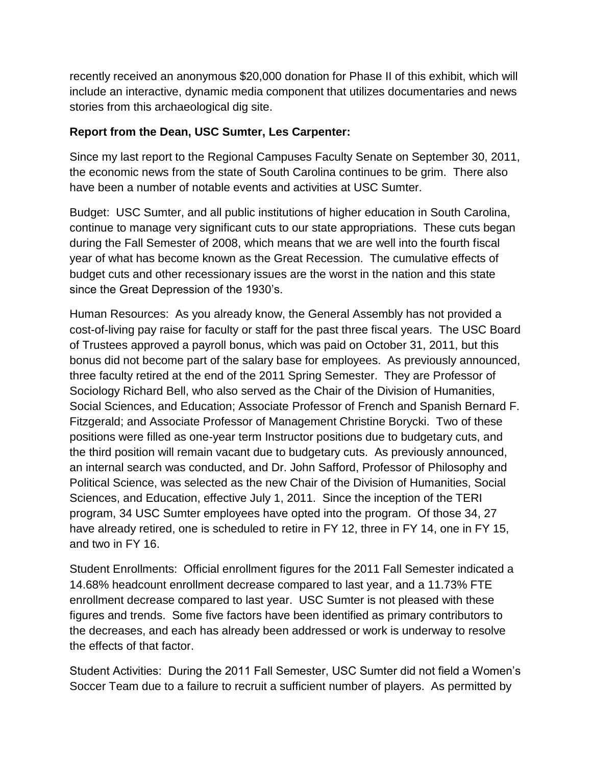recently received an anonymous $20,000 donation for Phase II of this exhibit, which will include an interactive, dynamic media component that utilizes documentaries and news stories from this archaeological dig site.

**Report from the Dean, USC Sumter, Les Carpenter:**

Since my last report to the Regional Campuses Faculty Senate on September 30, 2011, the economic news from the state of South Carolina continues to be grim. There also have been a number of notable events and activities at USC Sumter.

Budget: USC Sumter, and all public institutions of higher education in South Carolina, continue to manage very significant cuts to our state appropriations. These cuts began during the Fall Semester of 2008, which means that we are well into the fourth fiscal year of what has become known as the Great Recession. The cumulative effects of budget cuts and other recessionary issues are the worst in the nation and this state since the Great Depression of the 1930's.

Human Resources: As you already know, the General Assembly has not provided a cost-of-living pay raise for faculty or staff for the past three fiscal years. The USC Board of Trustees approved a payroll bonus, which was paid on October 31, 2011, but this bonus did not become part of the salary base for employees. As previously announced, three faculty retired at the end of the 2011 Spring Semester. They are Professor of Sociology Richard Bell, who also served as the Chair of the Division of Humanities, Social Sciences, and Education; Associate Professor of French and Spanish Bernard F. Fitzgerald; and Associate Professor of Management Christine Borycki. Two of these positions were filled as one-year term Instructor positions due to budgetary cuts, and the third position will remain vacant due to budgetary cuts. As previously announced, an internal search was conducted, and Dr. John Safford, Professor of Philosophy and Political Science, was selected as the new Chair of the Division of Humanities, Social Sciences, and Education, effective July 1, 2011. Since the inception of the TERI program, 34 USC Sumter employees have opted into the program. Of those 34, 27 have already retired, one is scheduled to retire in FY 12, three in FY 14, one in FY 15, and two in FY 16.

Student Enrollments: Official enrollment figures for the 2011 Fall Semester indicated a 14.68% headcount enrollment decrease compared to last year, and a 11.73% FTE enrollment decrease compared to last year. USC Sumter is not pleased with these figures and trends. Some five factors have been identified as primary contributors to the decreases, and each has already been addressed or work is underway to resolve the effects of that factor.

Student Activities: During the 2011 Fall Semester, USC Sumter did not field a Women's Soccer Team due to a failure to recruit a sufficient number of players. As permitted by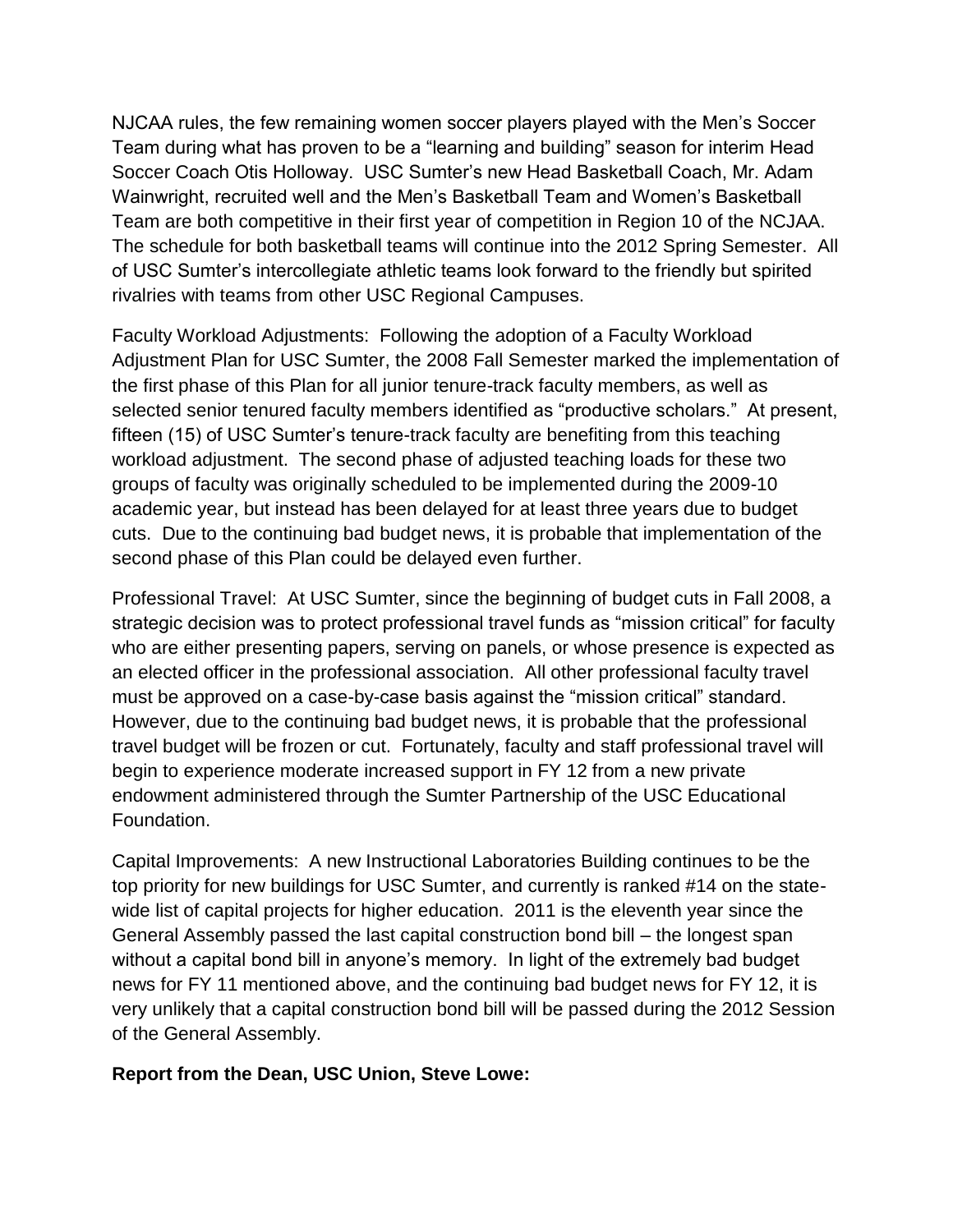NJCAA rules, the few remaining women soccer players played with the Men's Soccer Team during what has proven to be a "learning and building" season for interim Head Soccer Coach Otis Holloway. USC Sumter's new Head Basketball Coach, Mr. Adam Wainwright, recruited well and the Men's Basketball Team and Women's Basketball Team are both competitive in their first year of competition in Region 10 of the NCJAA. The schedule for both basketball teams will continue into the 2012 Spring Semester. All of USC Sumter's intercollegiate athletic teams look forward to the friendly but spirited rivalries with teams from other USC Regional Campuses.

Faculty Workload Adjustments: Following the adoption of a Faculty Workload Adjustment Plan for USC Sumter, the 2008 Fall Semester marked the implementation of the first phase of this Plan for all junior tenure-track faculty members, as well as selected senior tenured faculty members identified as "productive scholars." At present, fifteen (15) of USC Sumter's tenure-track faculty are benefiting from this teaching workload adjustment. The second phase of adjusted teaching loads for these two groups of faculty was originally scheduled to be implemented during the 2009-10 academic year, but instead has been delayed for at least three years due to budget cuts. Due to the continuing bad budget news, it is probable that implementation of the second phase of this Plan could be delayed even further.

Professional Travel: At USC Sumter, since the beginning of budget cuts in Fall 2008, a strategic decision was to protect professional travel funds as "mission critical" for faculty who are either presenting papers, serving on panels, or whose presence is expected as an elected officer in the professional association. All other professional faculty travel must be approved on a case-by-case basis against the "mission critical" standard. However, due to the continuing bad budget news, it is probable that the professional travel budget will be frozen or cut. Fortunately, faculty and staff professional travel will begin to experience moderate increased support in FY 12 from a new private endowment administered through the Sumter Partnership of the USC Educational Foundation.

Capital Improvements: A new Instructional Laboratories Building continues to be the top priority for new buildings for USC Sumter, and currently is ranked #14 on the state-wide list of capital projects for higher education. 2011 is the eleventh year since the General Assembly passed the last capital construction bond bill – the longest span without a capital bond bill in anyone's memory. In light of the extremely bad budget news for FY 11 mentioned above, and the continuing bad budget news for FY 12, it is very unlikely that a capital construction bond bill will be passed during the 2012 Session of the General Assembly.

**Report from the Dean, USC Union, Steve Lowe:**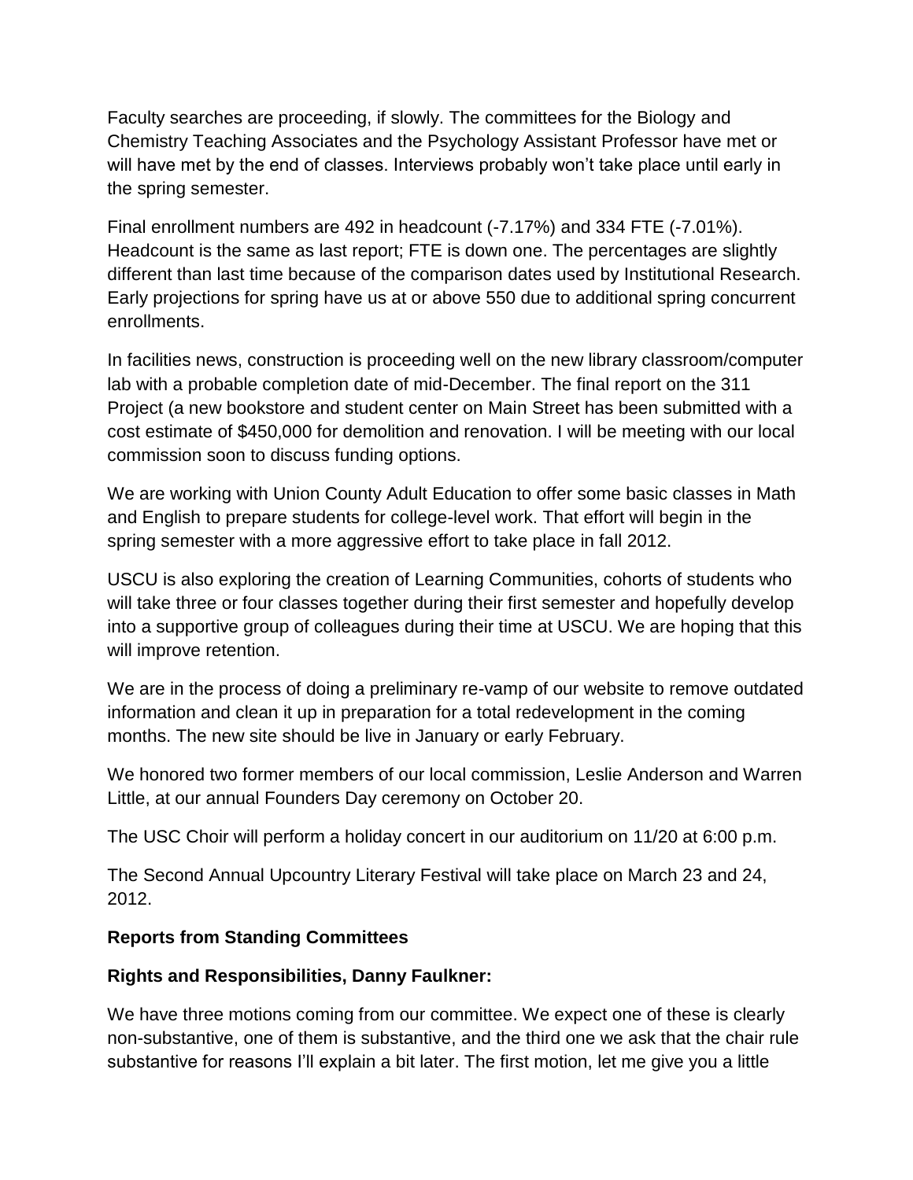Faculty searches are proceeding, if slowly. The committees for the Biology and Chemistry Teaching Associates and the Psychology Assistant Professor have met or will have met by the end of classes. Interviews probably won't take place until early in the spring semester.

Final enrollment numbers are 492 in headcount (-7.17%) and 334 FTE (-7.01%). Headcount is the same as last report; FTE is down one. The percentages are slightly different than last time because of the comparison dates used by Institutional Research. Early projections for spring have us at or above 550 due to additional spring concurrent enrollments.

In facilities news, construction is proceeding well on the new library classroom/computer lab with a probable completion date of mid-December. The final report on the 311 Project (a new bookstore and student center on Main Street has been submitted with a cost estimate of $450,000 for demolition and renovation. I will be meeting with our local commission soon to discuss funding options.

We are working with Union County Adult Education to offer some basic classes in Math and English to prepare students for college-level work. That effort will begin in the spring semester with a more aggressive effort to take place in fall 2012.

USCU is also exploring the creation of Learning Communities, cohorts of students who will take three or four classes together during their first semester and hopefully develop into a supportive group of colleagues during their time at USCU. We are hoping that this will improve retention.

We are in the process of doing a preliminary re-vamp of our website to remove outdated information and clean it up in preparation for a total redevelopment in the coming months. The new site should be live in January or early February.

We honored two former members of our local commission, Leslie Anderson and Warren Little, at our annual Founders Day ceremony on October 20.

The USC Choir will perform a holiday concert in our auditorium on 11/20 at 6:00 p.m.

The Second Annual Upcountry Literary Festival will take place on March 23 and 24, 2012.

**Reports from Standing Committees**

**Rights and Responsibilities, Danny Faulkner:**

We have three motions coming from our committee. We expect one of these is clearly non-substantive, one of them is substantive, and the third one we ask that the chair rule substantive for reasons I'll explain a bit later. The first motion, let me give you a little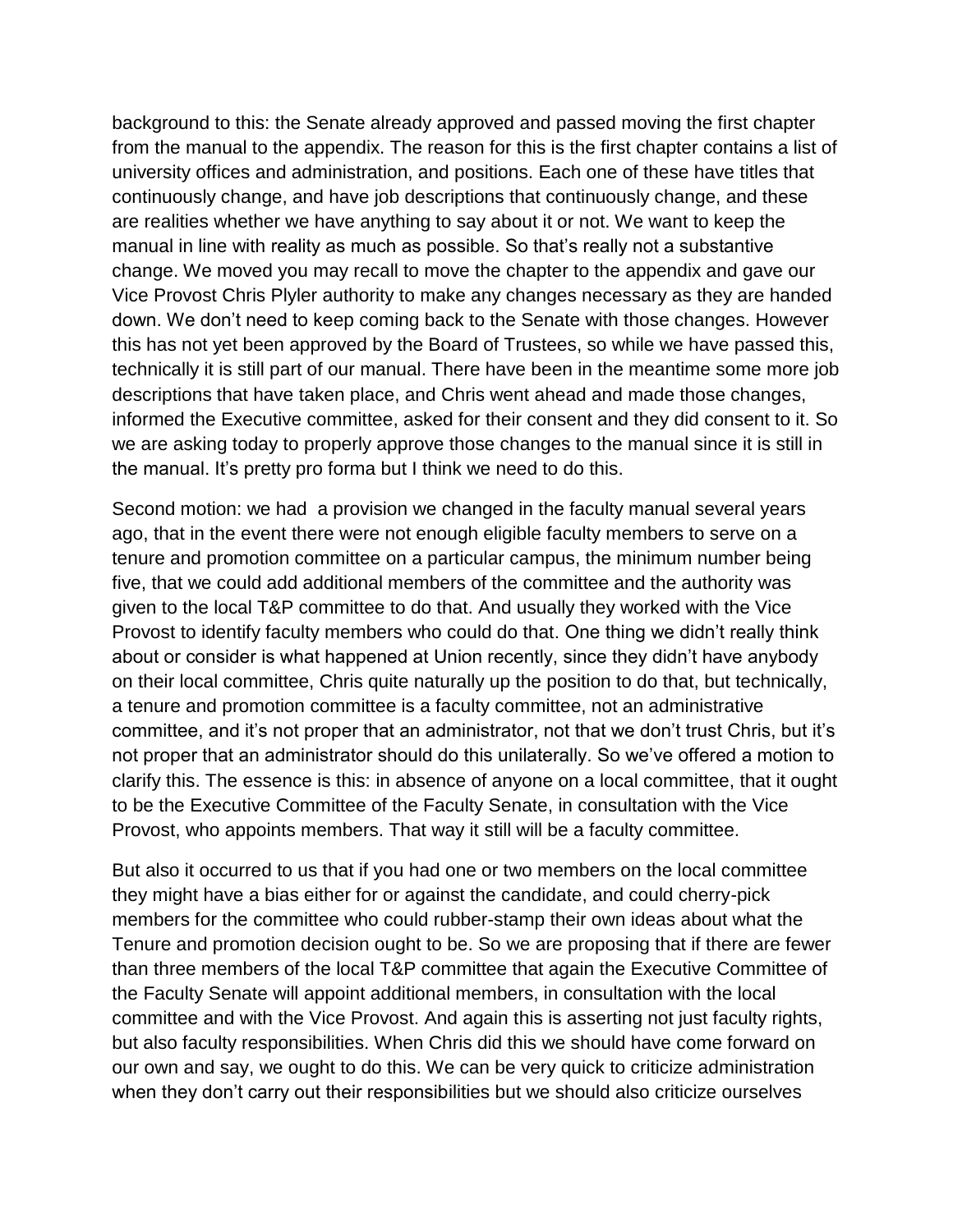background to this: the Senate already approved and passed moving the first chapter from the manual to the appendix. The reason for this is the first chapter contains a list of university offices and administration, and positions. Each one of these have titles that continuously change, and have job descriptions that continuously change, and these are realities whether we have anything to say about it or not. We want to keep the manual in line with reality as much as possible. So that's really not a substantive change. We moved you may recall to move the chapter to the appendix and gave our Vice Provost Chris Plyler authority to make any changes necessary as they are handed down. We don't need to keep coming back to the Senate with those changes. However this has not yet been approved by the Board of Trustees, so while we have passed this, technically it is still part of our manual. There have been in the meantime some more job descriptions that have taken place, and Chris went ahead and made those changes, informed the Executive committee, asked for their consent and they did consent to it. So we are asking today to properly approve those changes to the manual since it is still in the manual. It's pretty pro forma but I think we need to do this.

Second motion: we had a provision we changed in the faculty manual several years ago, that in the event there were not enough eligible faculty members to serve on a tenure and promotion committee on a particular campus, the minimum number being five, that we could add additional members of the committee and the authority was given to the local T&P committee to do that. And usually they worked with the Vice Provost to identify faculty members who could do that. One thing we didn't really think about or consider is what happened at Union recently, since they didn't have anybody on their local committee, Chris quite naturally up the position to do that, but technically, a tenure and promotion committee is a faculty committee, not an administrative committee, and it's not proper that an administrator, not that we don't trust Chris, but it's not proper that an administrator should do this unilaterally. So we've offered a motion to clarify this. The essence is this: in absence of anyone on a local committee, that it ought to be the Executive Committee of the Faculty Senate, in consultation with the Vice Provost, who appoints members. That way it still will be a faculty committee.

But also it occurred to us that if you had one or two members on the local committee they might have a bias either for or against the candidate, and could cherry-pick members for the committee who could rubber-stamp their own ideas about what the Tenure and promotion decision ought to be. So we are proposing that if there are fewer than three members of the local T&P committee that again the Executive Committee of the Faculty Senate will appoint additional members, in consultation with the local committee and with the Vice Provost. And again this is asserting not just faculty rights, but also faculty responsibilities. When Chris did this we should have come forward on our own and say, we ought to do this. We can be very quick to criticize administration when they don't carry out their responsibilities but we should also criticize ourselves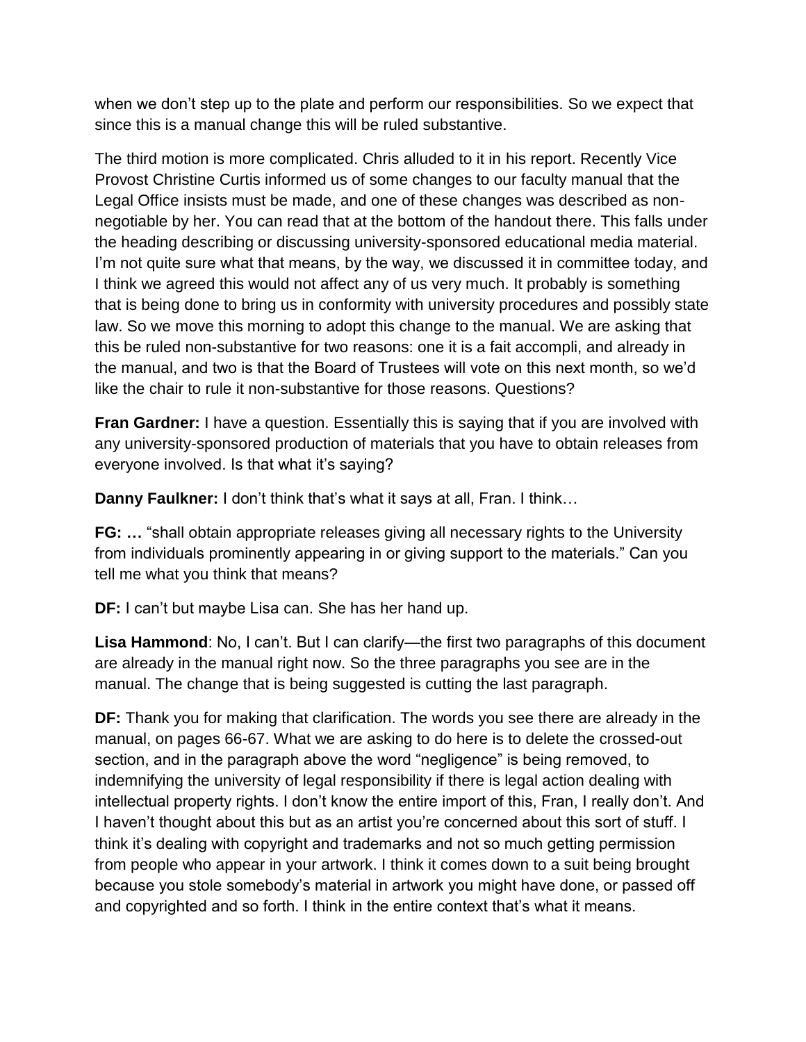when we don't step up to the plate and perform our responsibilities. So we expect that since this is a manual change this will be ruled substantive.

The third motion is more complicated. Chris alluded to it in his report. Recently Vice Provost Christine Curtis informed us of some changes to our faculty manual that the Legal Office insists must be made, and one of these changes was described as non-negotiable by her. You can read that at the bottom of the handout there. This falls under the heading describing or discussing university-sponsored educational media material. I'm not quite sure what that means, by the way, we discussed it in committee today, and I think we agreed this would not affect any of us very much. It probably is something that is being done to bring us in conformity with university procedures and possibly state law. So we move this morning to adopt this change to the manual. We are asking that this be ruled non-substantive for two reasons: one it is a fait accompli, and already in the manual, and two is that the Board of Trustees will vote on this next month, so we'd like the chair to rule it non-substantive for those reasons. Questions?

**Fran Gardner:** I have a question. Essentially this is saying that if you are involved with any university-sponsored production of materials that you have to obtain releases from everyone involved. Is that what it's saying?

**Danny Faulkner:** I don't think that's what it says at all, Fran. I think…

**FG: …** "shall obtain appropriate releases giving all necessary rights to the University from individuals prominently appearing in or giving support to the materials." Can you tell me what you think that means?

**DF:** I can't but maybe Lisa can. She has her hand up.

**Lisa Hammond**: No, I can't. But I can clarify—the first two paragraphs of this document are already in the manual right now. So the three paragraphs you see are in the manual. The change that is being suggested is cutting the last paragraph.

**DF:** Thank you for making that clarification. The words you see there are already in the manual, on pages 66-67. What we are asking to do here is to delete the crossed-out section, and in the paragraph above the word "negligence" is being removed, to indemnifying the university of legal responsibility if there is legal action dealing with intellectual property rights. I don't know the entire import of this, Fran, I really don't. And I haven't thought about this but as an artist you're concerned about this sort of stuff. I think it's dealing with copyright and trademarks and not so much getting permission from people who appear in your artwork. I think it comes down to a suit being brought because you stole somebody's material in artwork you might have done, or passed off and copyrighted and so forth. I think in the entire context that's what it means.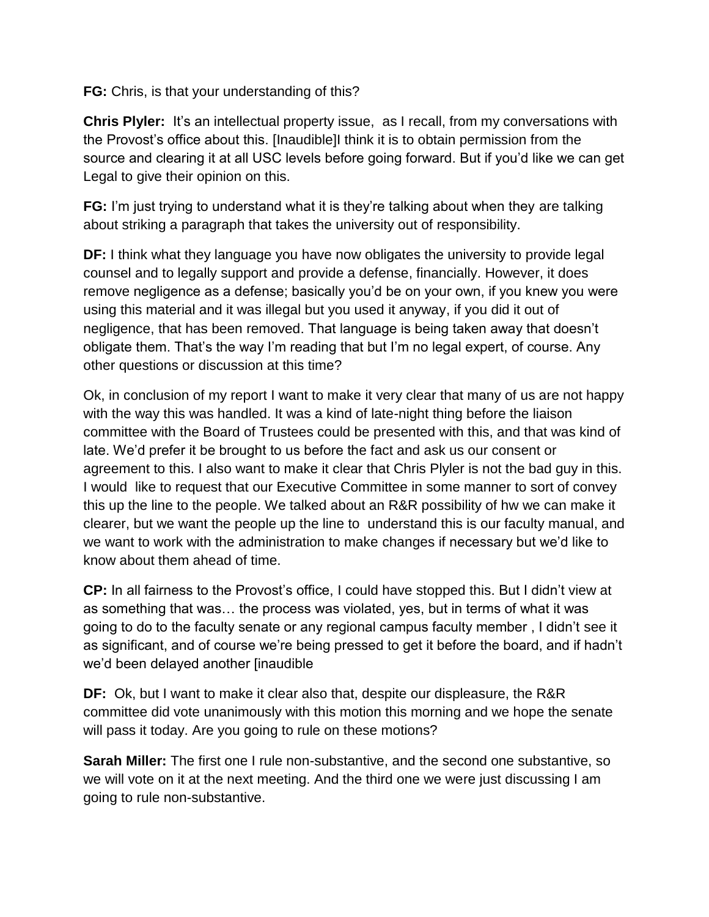**FG:** Chris, is that your understanding of this?

**Chris Plyler:** It's an intellectual property issue, as I recall, from my conversations with the Provost's office about this. [Inaudible]I think it is to obtain permission from the source and clearing it at all USC levels before going forward. But if you'd like we can get Legal to give their opinion on this.

**FG:** I'm just trying to understand what it is they're talking about when they are talking about striking a paragraph that takes the university out of responsibility.

**DF:** I think what they language you have now obligates the university to provide legal counsel and to legally support and provide a defense, financially. However, it does remove negligence as a defense; basically you'd be on your own, if you knew you were using this material and it was illegal but you used it anyway, if you did it out of negligence, that has been removed. That language is being taken away that doesn't obligate them. That's the way I'm reading that but I'm no legal expert, of course. Any other questions or discussion at this time?

Ok, in conclusion of my report I want to make it very clear that many of us are not happy with the way this was handled. It was a kind of late-night thing before the liaison committee with the Board of Trustees could be presented with this, and that was kind of late. We'd prefer it be brought to us before the fact and ask us our consent or agreement to this. I also want to make it clear that Chris Plyler is not the bad guy in this. I would like to request that our Executive Committee in some manner to sort of convey this up the line to the people. We talked about an R&R possibility of hw we can make it clearer, but we want the people up the line to understand this is our faculty manual, and we want to work with the administration to make changes if necessary but we'd like to know about them ahead of time.

**CP:** In all fairness to the Provost's office, I could have stopped this. But I didn't view at as something that was… the process was violated, yes, but in terms of what it was going to do to the faculty senate or any regional campus faculty member , I didn't see it as significant, and of course we're being pressed to get it before the board, and if hadn't we'd been delayed another [inaudible

**DF:** Ok, but I want to make it clear also that, despite our displeasure, the R&R committee did vote unanimously with this motion this morning and we hope the senate will pass it today. Are you going to rule on these motions?

**Sarah Miller:** The first one I rule non-substantive, and the second one substantive, so we will vote on it at the next meeting. And the third one we were just discussing I am going to rule non-substantive.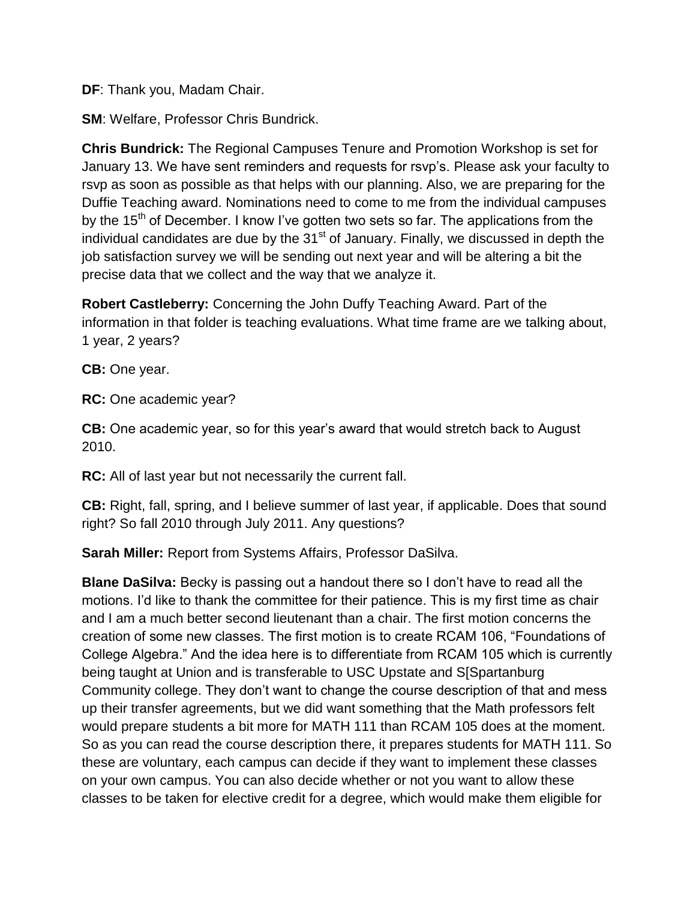**DF**: Thank you, Madam Chair.

**SM**: Welfare, Professor Chris Bundrick.

**Chris Bundrick:** The Regional Campuses Tenure and Promotion Workshop is set for January 13. We have sent reminders and requests for rsvp's. Please ask your faculty to rsvp as soon as possible as that helps with our planning. Also, we are preparing for the Duffie Teaching award. Nominations need to come to me from the individual campuses by the 15th of December. I know I've gotten two sets so far. The applications from the individual candidates are due by the 31st of January. Finally, we discussed in depth the job satisfaction survey we will be sending out next year and will be altering a bit the precise data that we collect and the way that we analyze it.

**Robert Castleberry:** Concerning the John Duffy Teaching Award. Part of the information in that folder is teaching evaluations. What time frame are we talking about, 1 year, 2 years?

**CB:** One year.

**RC:** One academic year?

**CB:** One academic year, so for this year's award that would stretch back to August 2010.

**RC:** All of last year but not necessarily the current fall.

**CB:** Right, fall, spring, and I believe summer of last year, if applicable. Does that sound right? So fall 2010 through July 2011. Any questions?

**Sarah Miller:** Report from Systems Affairs, Professor DaSilva.

**Blane DaSilva:** Becky is passing out a handout there so I don't have to read all the motions. I'd like to thank the committee for their patience. This is my first time as chair and I am a much better second lieutenant than a chair. The first motion concerns the creation of some new classes. The first motion is to create RCAM 106, "Foundations of College Algebra." And the idea here is to differentiate from RCAM 105 which is currently being taught at Union and is transferable to USC Upstate and S[Spartanburg Community college. They don't want to change the course description of that and mess up their transfer agreements, but we did want something that the Math professors felt would prepare students a bit more for MATH 111 than RCAM 105 does at the moment. So as you can read the course description there, it prepares students for MATH 111. So these are voluntary, each campus can decide if they want to implement these classes on your own campus. You can also decide whether or not you want to allow these classes to be taken for elective credit for a degree, which would make them eligible for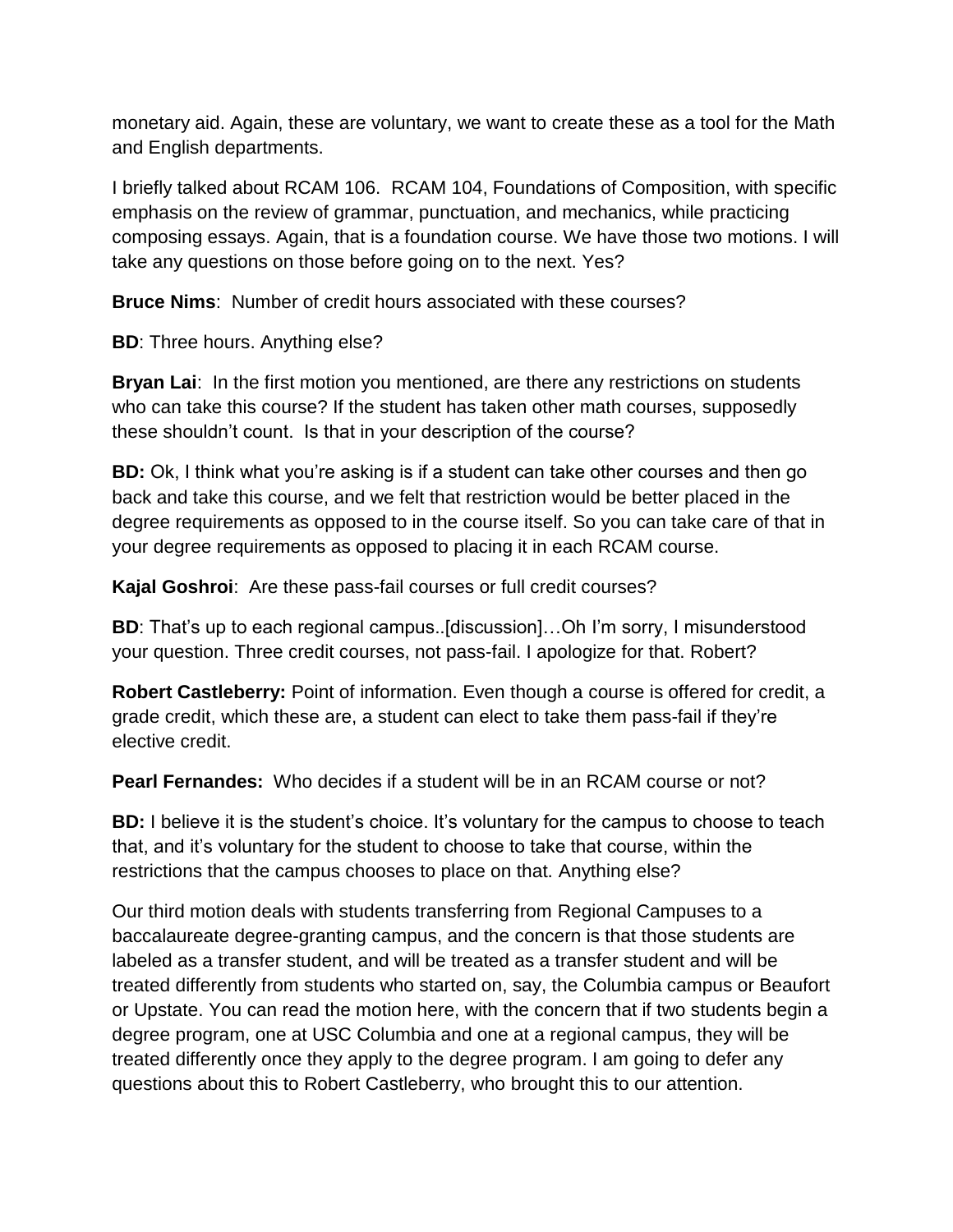monetary aid. Again, these are voluntary, we want to create these as a tool for the Math and English departments.

I briefly talked about RCAM 106. RCAM 104, Foundations of Composition, with specific emphasis on the review of grammar, punctuation, and mechanics, while practicing composing essays. Again, that is a foundation course. We have those two motions. I will take any questions on those before going on to the next. Yes?

**Bruce Nims**: Number of credit hours associated with these courses?

**BD**: Three hours. Anything else?

**Bryan Lai**: In the first motion you mentioned, are there any restrictions on students who can take this course? If the student has taken other math courses, supposedly these shouldn't count. Is that in your description of the course?

**BD:** Ok, I think what you're asking is if a student can take other courses and then go back and take this course, and we felt that restriction would be better placed in the degree requirements as opposed to in the course itself. So you can take care of that in your degree requirements as opposed to placing it in each RCAM course.

**Kajal Goshroi**: Are these pass-fail courses or full credit courses?

**BD**: That's up to each regional campus..[discussion]…Oh I'm sorry, I misunderstood your question. Three credit courses, not pass-fail. I apologize for that. Robert?

**Robert Castleberry:** Point of information. Even though a course is offered for credit, a grade credit, which these are, a student can elect to take them pass-fail if they're elective credit.

**Pearl Fernandes:** Who decides if a student will be in an RCAM course or not?

**BD:** I believe it is the student's choice. It's voluntary for the campus to choose to teach that, and it's voluntary for the student to choose to take that course, within the restrictions that the campus chooses to place on that. Anything else?

Our third motion deals with students transferring from Regional Campuses to a baccalaureate degree-granting campus, and the concern is that those students are labeled as a transfer student, and will be treated as a transfer student and will be treated differently from students who started on, say, the Columbia campus or Beaufort or Upstate. You can read the motion here, with the concern that if two students begin a degree program, one at USC Columbia and one at a regional campus, they will be treated differently once they apply to the degree program. I am going to defer any questions about this to Robert Castleberry, who brought this to our attention.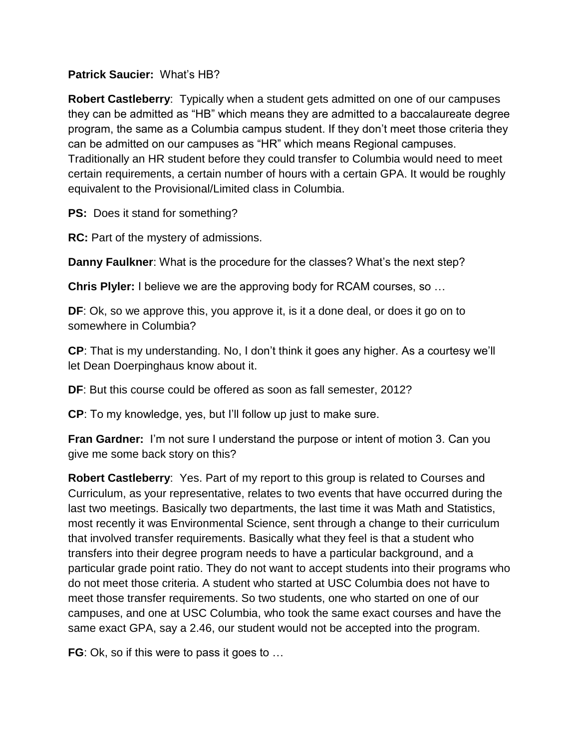**Patrick Saucier:** What's HB?

**Robert Castleberry**: Typically when a student gets admitted on one of our campuses they can be admitted as "HB" which means they are admitted to a baccalaureate degree program, the same as a Columbia campus student. If they don't meet those criteria they can be admitted on our campuses as "HR" which means Regional campuses. Traditionally an HR student before they could transfer to Columbia would need to meet certain requirements, a certain number of hours with a certain GPA. It would be roughly equivalent to the Provisional/Limited class in Columbia.

**PS:** Does it stand for something?

**RC:** Part of the mystery of admissions.

**Danny Faulkner**: What is the procedure for the classes? What's the next step?

**Chris Plyler:** I believe we are the approving body for RCAM courses, so …

**DF**: Ok, so we approve this, you approve it, is it a done deal, or does it go on to somewhere in Columbia?

**CP**: That is my understanding. No, I don't think it goes any higher. As a courtesy we'll let Dean Doerpinghaus know about it.

**DF**: But this course could be offered as soon as fall semester, 2012?

**CP**: To my knowledge, yes, but I'll follow up just to make sure.

**Fran Gardner:** I'm not sure I understand the purpose or intent of motion 3. Can you give me some back story on this?

**Robert Castleberry**: Yes. Part of my report to this group is related to Courses and Curriculum, as your representative, relates to two events that have occurred during the last two meetings. Basically two departments, the last time it was Math and Statistics, most recently it was Environmental Science, sent through a change to their curriculum that involved transfer requirements. Basically what they feel is that a student who transfers into their degree program needs to have a particular background, and a particular grade point ratio. They do not want to accept students into their programs who do not meet those criteria. A student who started at USC Columbia does not have to meet those transfer requirements. So two students, one who started on one of our campuses, and one at USC Columbia, who took the same exact courses and have the same exact GPA, say a 2.46, our student would not be accepted into the program.

**FG**: Ok, so if this were to pass it goes to …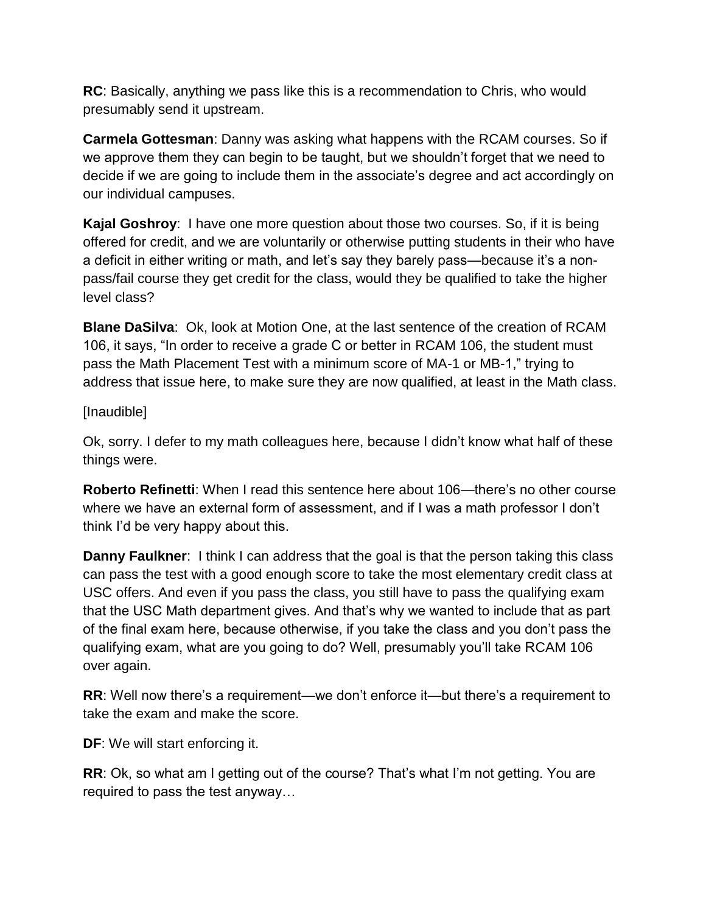**RC**: Basically, anything we pass like this is a recommendation to Chris, who would presumably send it upstream.

**Carmela Gottesman**: Danny was asking what happens with the RCAM courses. So if we approve them they can begin to be taught, but we shouldn't forget that we need to decide if we are going to include them in the associate's degree and act accordingly on our individual campuses.

**Kajal Goshroy**: I have one more question about those two courses. So, if it is being offered for credit, and we are voluntarily or otherwise putting students in their who have a deficit in either writing or math, and let's say they barely pass—because it's a non-pass/fail course they get credit for the class, would they be qualified to take the higher level class?

**Blane DaSilva**: Ok, look at Motion One, at the last sentence of the creation of RCAM 106, it says, "In order to receive a grade C or better in RCAM 106, the student must pass the Math Placement Test with a minimum score of MA-1 or MB-1," trying to address that issue here, to make sure they are now qualified, at least in the Math class.

[Inaudible]

Ok, sorry. I defer to my math colleagues here, because I didn't know what half of these things were.

**Roberto Refinetti**: When I read this sentence here about 106—there's no other course where we have an external form of assessment, and if I was a math professor I don't think I'd be very happy about this.

**Danny Faulkner**: I think I can address that the goal is that the person taking this class can pass the test with a good enough score to take the most elementary credit class at USC offers. And even if you pass the class, you still have to pass the qualifying exam that the USC Math department gives. And that's why we wanted to include that as part of the final exam here, because otherwise, if you take the class and you don't pass the qualifying exam, what are you going to do? Well, presumably you'll take RCAM 106 over again.

**RR**: Well now there's a requirement—we don't enforce it—but there's a requirement to take the exam and make the score.

**DF**: We will start enforcing it.

**RR**: Ok, so what am I getting out of the course? That's what I'm not getting. You are required to pass the test anyway…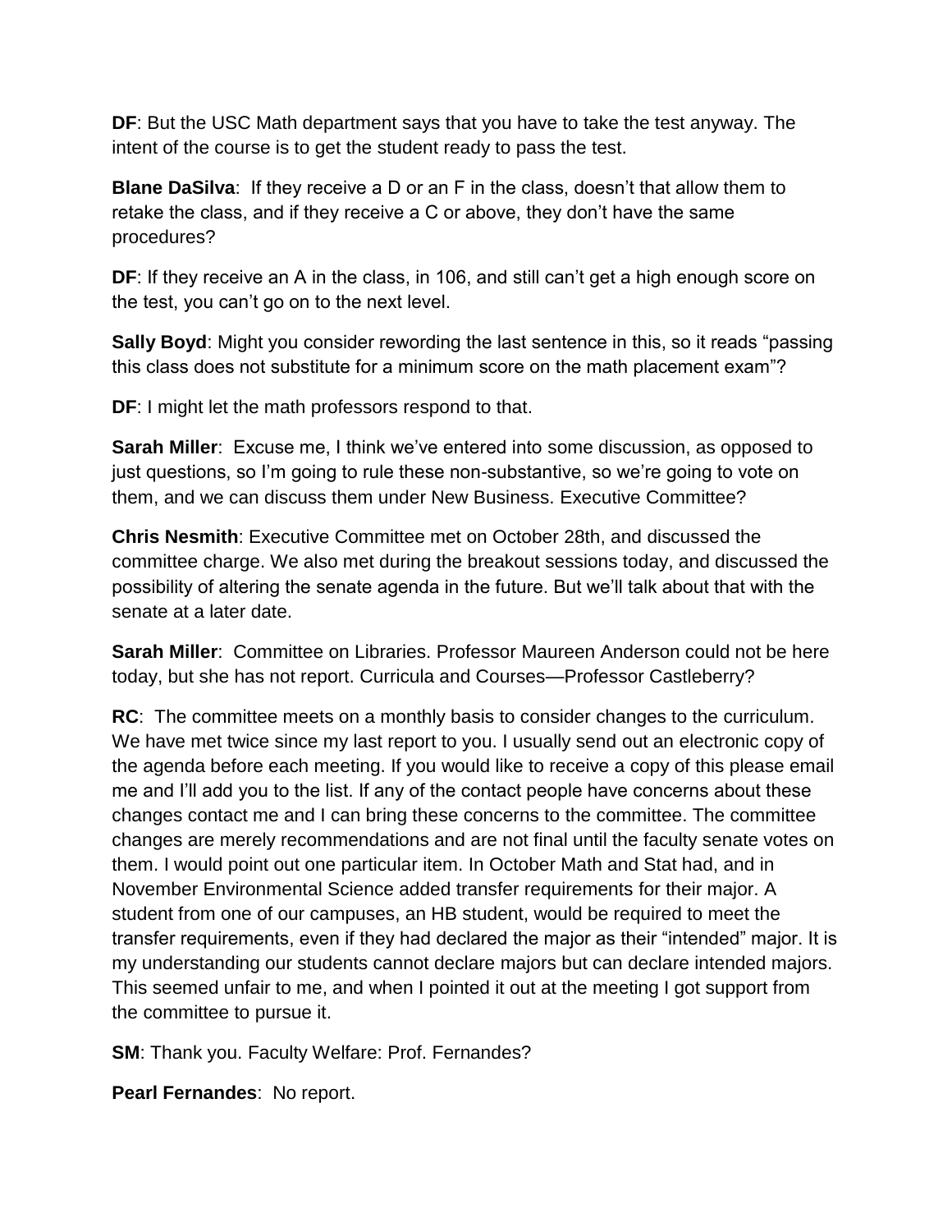**DF**: But the USC Math department says that you have to take the test anyway. The intent of the course is to get the student ready to pass the test.

**Blane DaSilva**: If they receive a D or an F in the class, doesn't that allow them to retake the class, and if they receive a C or above, they don't have the same procedures?

**DF**: If they receive an A in the class, in 106, and still can't get a high enough score on the test, you can't go on to the next level.

**Sally Boyd**: Might you consider rewording the last sentence in this, so it reads "passing this class does not substitute for a minimum score on the math placement exam"?

**DF**: I might let the math professors respond to that.

**Sarah Miller**: Excuse me, I think we've entered into some discussion, as opposed to just questions, so I'm going to rule these non-substantive, so we're going to vote on them, and we can discuss them under New Business. Executive Committee?

**Chris Nesmith**: Executive Committee met on October 28th, and discussed the committee charge. We also met during the breakout sessions today, and discussed the possibility of altering the senate agenda in the future. But we'll talk about that with the senate at a later date.

**Sarah Miller**: Committee on Libraries. Professor Maureen Anderson could not be here today, but she has not report. Curricula and Courses—Professor Castleberry?

**RC**: The committee meets on a monthly basis to consider changes to the curriculum. We have met twice since my last report to you. I usually send out an electronic copy of the agenda before each meeting. If you would like to receive a copy of this please email me and I'll add you to the list. If any of the contact people have concerns about these changes contact me and I can bring these concerns to the committee. The committee changes are merely recommendations and are not final until the faculty senate votes on them. I would point out one particular item. In October Math and Stat had, and in November Environmental Science added transfer requirements for their major. A student from one of our campuses, an HB student, would be required to meet the transfer requirements, even if they had declared the major as their "intended" major. It is my understanding our students cannot declare majors but can declare intended majors. This seemed unfair to me, and when I pointed it out at the meeting I got support from the committee to pursue it.

**SM**: Thank you. Faculty Welfare: Prof. Fernandes?

**Pearl Fernandes**: No report.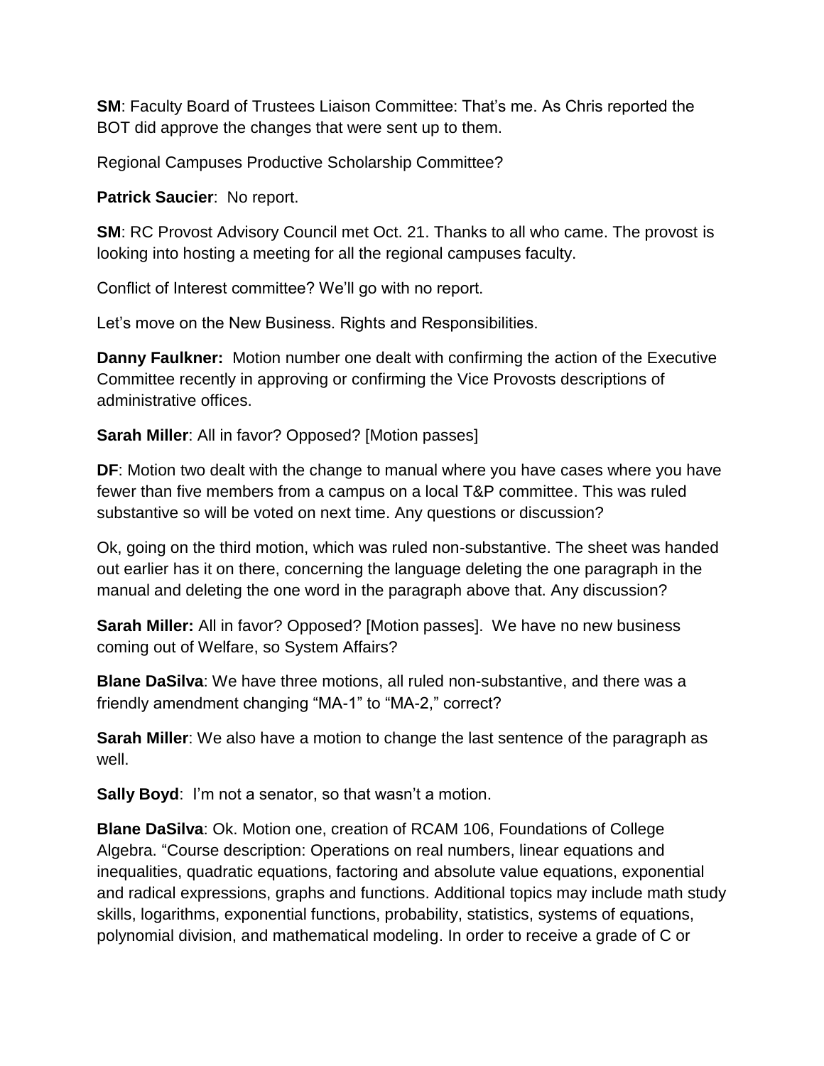**SM**: Faculty Board of Trustees Liaison Committee: That's me. As Chris reported the BOT did approve the changes that were sent up to them.

Regional Campuses Productive Scholarship Committee?

**Patrick Saucier**: No report.

**SM**: RC Provost Advisory Council met Oct. 21. Thanks to all who came. The provost is looking into hosting a meeting for all the regional campuses faculty.

Conflict of Interest committee? We'll go with no report.

Let's move on the New Business. Rights and Responsibilities.

**Danny Faulkner:** Motion number one dealt with confirming the action of the Executive Committee recently in approving or confirming the Vice Provosts descriptions of administrative offices.

**Sarah Miller**: All in favor? Opposed? [Motion passes]

**DF**: Motion two dealt with the change to manual where you have cases where you have fewer than five members from a campus on a local T&P committee. This was ruled substantive so will be voted on next time. Any questions or discussion?

Ok, going on the third motion, which was ruled non-substantive. The sheet was handed out earlier has it on there, concerning the language deleting the one paragraph in the manual and deleting the one word in the paragraph above that. Any discussion?

**Sarah Miller:** All in favor? Opposed? [Motion passes]. We have no new business coming out of Welfare, so System Affairs?

**Blane DaSilva**: We have three motions, all ruled non-substantive, and there was a friendly amendment changing "MA-1" to "MA-2," correct?

**Sarah Miller**: We also have a motion to change the last sentence of the paragraph as well.

**Sally Boyd**: I'm not a senator, so that wasn't a motion.

**Blane DaSilva**: Ok. Motion one, creation of RCAM 106, Foundations of College Algebra. "Course description: Operations on real numbers, linear equations and inequalities, quadratic equations, factoring and absolute value equations, exponential and radical expressions, graphs and functions. Additional topics may include math study skills, logarithms, exponential functions, probability, statistics, systems of equations, polynomial division, and mathematical modeling. In order to receive a grade of C or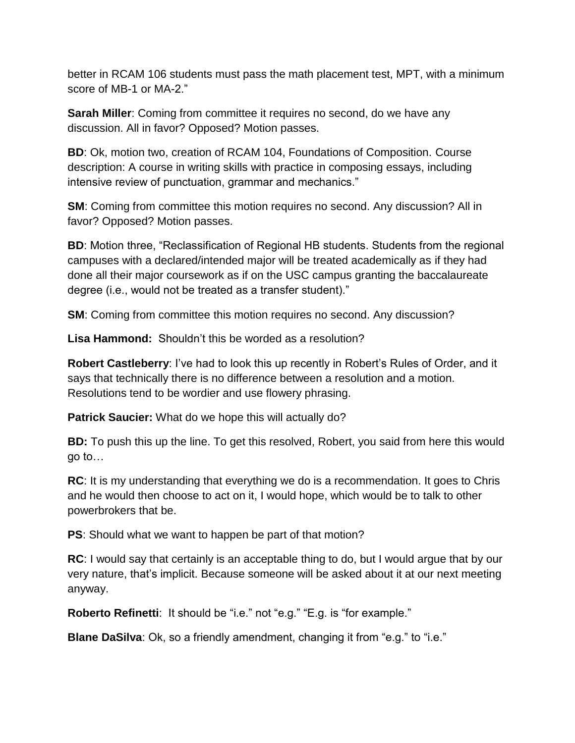better in RCAM 106 students must pass the math placement test, MPT, with a minimum score of MB-1 or MA-2."

**Sarah Miller**: Coming from committee it requires no second, do we have any discussion. All in favor? Opposed? Motion passes.

**BD**: Ok, motion two, creation of RCAM 104, Foundations of Composition. Course description: A course in writing skills with practice in composing essays, including intensive review of punctuation, grammar and mechanics."

**SM**: Coming from committee this motion requires no second. Any discussion? All in favor? Opposed? Motion passes.

**BD**: Motion three, "Reclassification of Regional HB students. Students from the regional campuses with a declared/intended major will be treated academically as if they had done all their major coursework as if on the USC campus granting the baccalaureate degree (i.e., would not be treated as a transfer student)."

**SM**: Coming from committee this motion requires no second. Any discussion?

**Lisa Hammond:** Shouldn't this be worded as a resolution?

**Robert Castleberry**: I've had to look this up recently in Robert's Rules of Order, and it says that technically there is no difference between a resolution and a motion. Resolutions tend to be wordier and use flowery phrasing.

**Patrick Saucier:** What do we hope this will actually do?

**BD:** To push this up the line. To get this resolved, Robert, you said from here this would go to…

**RC**: It is my understanding that everything we do is a recommendation. It goes to Chris and he would then choose to act on it, I would hope, which would be to talk to other powerbrokers that be.

**PS**: Should what we want to happen be part of that motion?

**RC**: I would say that certainly is an acceptable thing to do, but I would argue that by our very nature, that's implicit. Because someone will be asked about it at our next meeting anyway.

**Roberto Refinetti**: It should be "i.e." not "e.g." "E.g. is "for example."

**Blane DaSilva**: Ok, so a friendly amendment, changing it from "e.g." to "i.e."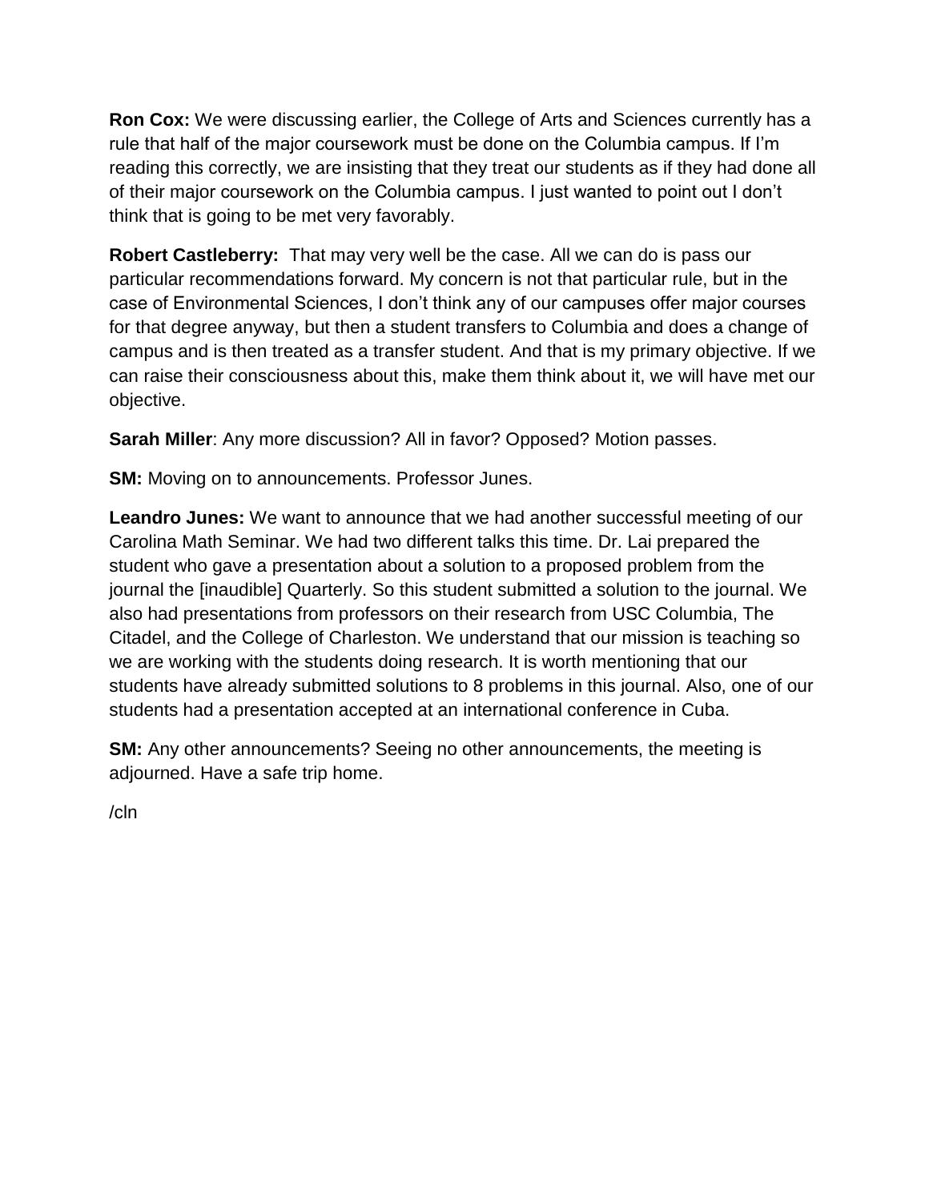**Ron Cox:** We were discussing earlier, the College of Arts and Sciences currently has a rule that half of the major coursework must be done on the Columbia campus. If I'm reading this correctly, we are insisting that they treat our students as if they had done all of their major coursework on the Columbia campus. I just wanted to point out I don't think that is going to be met very favorably.

**Robert Castleberry:** That may very well be the case. All we can do is pass our particular recommendations forward. My concern is not that particular rule, but in the case of Environmental Sciences, I don't think any of our campuses offer major courses for that degree anyway, but then a student transfers to Columbia and does a change of campus and is then treated as a transfer student. And that is my primary objective. If we can raise their consciousness about this, make them think about it, we will have met our objective.

**Sarah Miller**: Any more discussion? All in favor? Opposed? Motion passes.

**SM:** Moving on to announcements. Professor Junes.

**Leandro Junes:** We want to announce that we had another successful meeting of our Carolina Math Seminar. We had two different talks this time. Dr. Lai prepared the student who gave a presentation about a solution to a proposed problem from the journal the [inaudible] Quarterly. So this student submitted a solution to the journal. We also had presentations from professors on their research from USC Columbia, The Citadel, and the College of Charleston. We understand that our mission is teaching so we are working with the students doing research. It is worth mentioning that our students have already submitted solutions to 8 problems in this journal. Also, one of our students had a presentation accepted at an international conference in Cuba.

**SM:** Any other announcements? Seeing no other announcements, the meeting is adjourned. Have a safe trip home.

/cln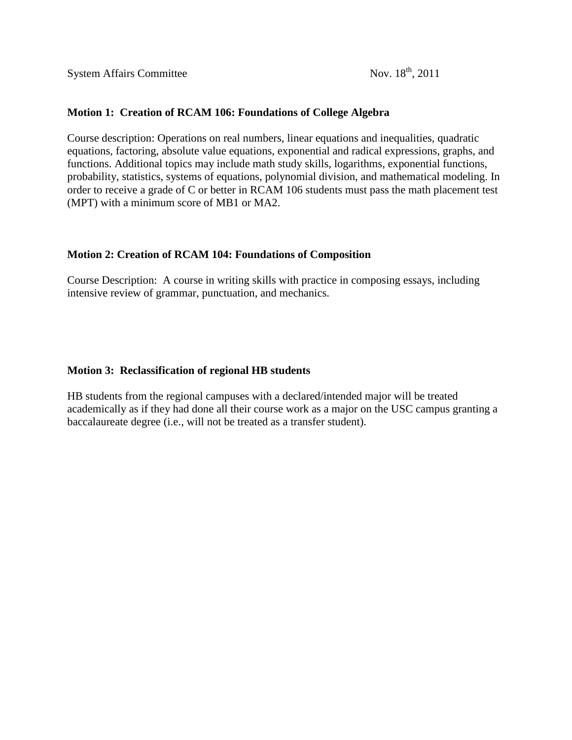System Affairs Committee Nov. 18th, 2011

**Motion 1: Creation of RCAM 106: Foundations of College Algebra**

Course description: Operations on real numbers, linear equations and inequalities, quadratic equations, factoring, absolute value equations, exponential and radical expressions, graphs, and functions. Additional topics may include math study skills, logarithms, exponential functions, probability, statistics, systems of equations, polynomial division, and mathematical modeling. In order to receive a grade of C or better in RCAM 106 students must pass the math placement test (MPT) with a minimum score of MB1 or MA2.

**Motion 2: Creation of RCAM 104: Foundations of Composition**

Course Description: A course in writing skills with practice in composing essays, including intensive review of grammar, punctuation, and mechanics.

**Motion 3: Reclassification of regional HB students**

HB students from the regional campuses with a declared/intended major will be treated academically as if they had done all their course work as a major on the USC campus granting a baccalaureate degree (i.e., will not be treated as a transfer student).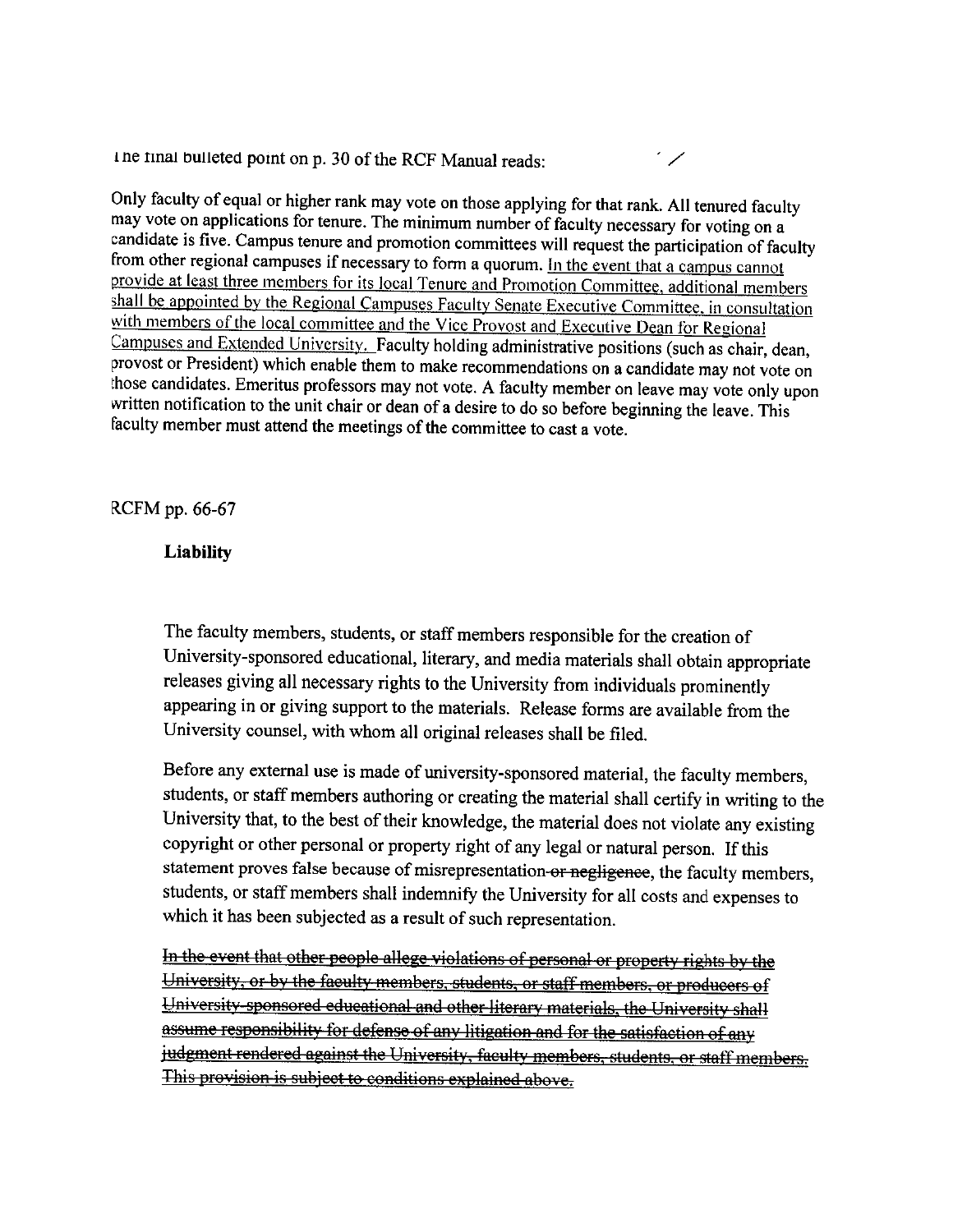The final bulleted point on p. 30 of the RCF Manual reads:

Only faculty of equal or higher rank may vote on those applying for that rank. All tenured faculty may vote on applications for tenure. The minimum number of faculty necessary for voting on a candidate is five. Campus tenure and promotion committees will request the participation of faculty from other regional campuses if necessary to form a quorum. <u>In the event that a campus cannot provide at least three members for its local Tenure and Promotion Committee, additional members shall be appointed by the Regional Campuses Faculty Senate Executive Committee, in consultation with members of the local committee and the Vice Provost and Executive Dean for Regional Campuses and Extended University.</u> Faculty holding administrative positions (such as chair, dean, provost or President) which enable them to make recommendations on a candidate may not vote on those candidates. Emeritus professors may not vote. A faculty member on leave may vote only upon written notification to the unit chair or dean of a desire to do so before beginning the leave. This faculty member must attend the meetings of the committee to cast a vote.

RCFM pp. 66-67

**Liability**

The faculty members, students, or staff members responsible for the creation of University-sponsored educational, literary, and media materials shall obtain appropriate releases giving all necessary rights to the University from individuals prominently appearing in or giving support to the materials. Release forms are available from the University counsel, with whom all original releases shall be filed.

Before any external use is made of university-sponsored material, the faculty members, students, or staff members authoring or creating the material shall certify in writing to the University that, to the best of their knowledge, the material does not violate any existing copyright or other personal or property right of any legal or natural person. If this statement proves false because of misrepresentation ~~or negligence~~, the faculty members, students, or staff members shall indemnify the University for all costs and expenses to which it has been subjected as a result of such representation.

~~In the event that other people allege violations of personal or property rights by the University, or by the faculty members, students, or staff members, or producers of University-sponsored educational and other literary materials, the University shall assume responsibility for defense of any litigation and for the satisfaction of any judgment rendered against the University, faculty members, students, or staff members. This provision is subject to conditions explained above.~~